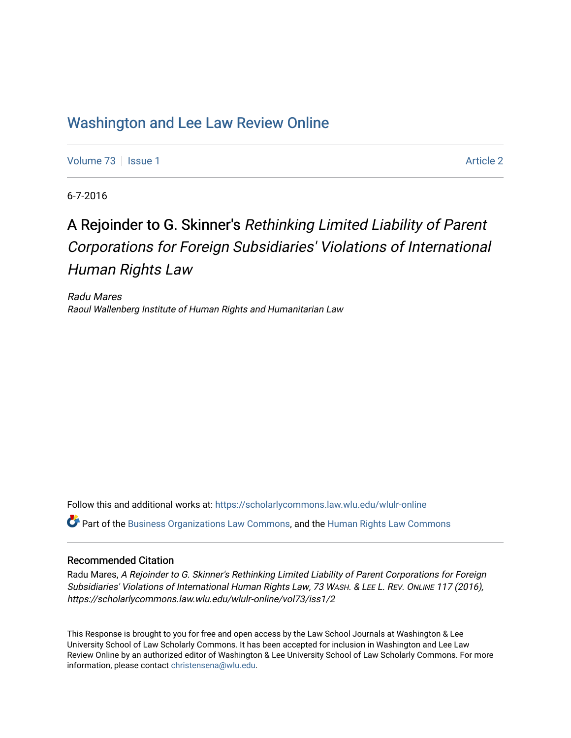# Washington and Lee Law Review Online

Volume 73 | Issue 1 | Article 2

6-7-2016

## A Rejoinder to G. Skinner's *Rethinking Limited Liability of Parent Corporations for Foreign Subsidiaries' Violations of International Human Rights Law*

*Radu Mares*
*Raoul Wallenberg Institute of Human Rights and Humanitarian Law*

Follow this and additional works at: https://scholarlycommons.law.wlu.edu/wlulr-online

Part of the Business Organizations Law Commons, and the Human Rights Law Commons

### Recommended Citation

Radu Mares, *A Rejoinder to G. Skinner's Rethinking Limited Liability of Parent Corporations for Foreign Subsidiaries' Violations of International Human Rights Law, 73 WASH. & LEE L. REV. ONLINE 117 (2016), https://scholarlycommons.law.wlu.edu/wlulr-online/vol73/iss1/2*

This Response is brought to you for free and open access by the Law School Journals at Washington & Lee University School of Law Scholarly Commons. It has been accepted for inclusion in Washington and Lee Law Review Online by an authorized editor of Washington & Lee University School of Law Scholarly Commons. For more information, please contact christensena@wlu.edu.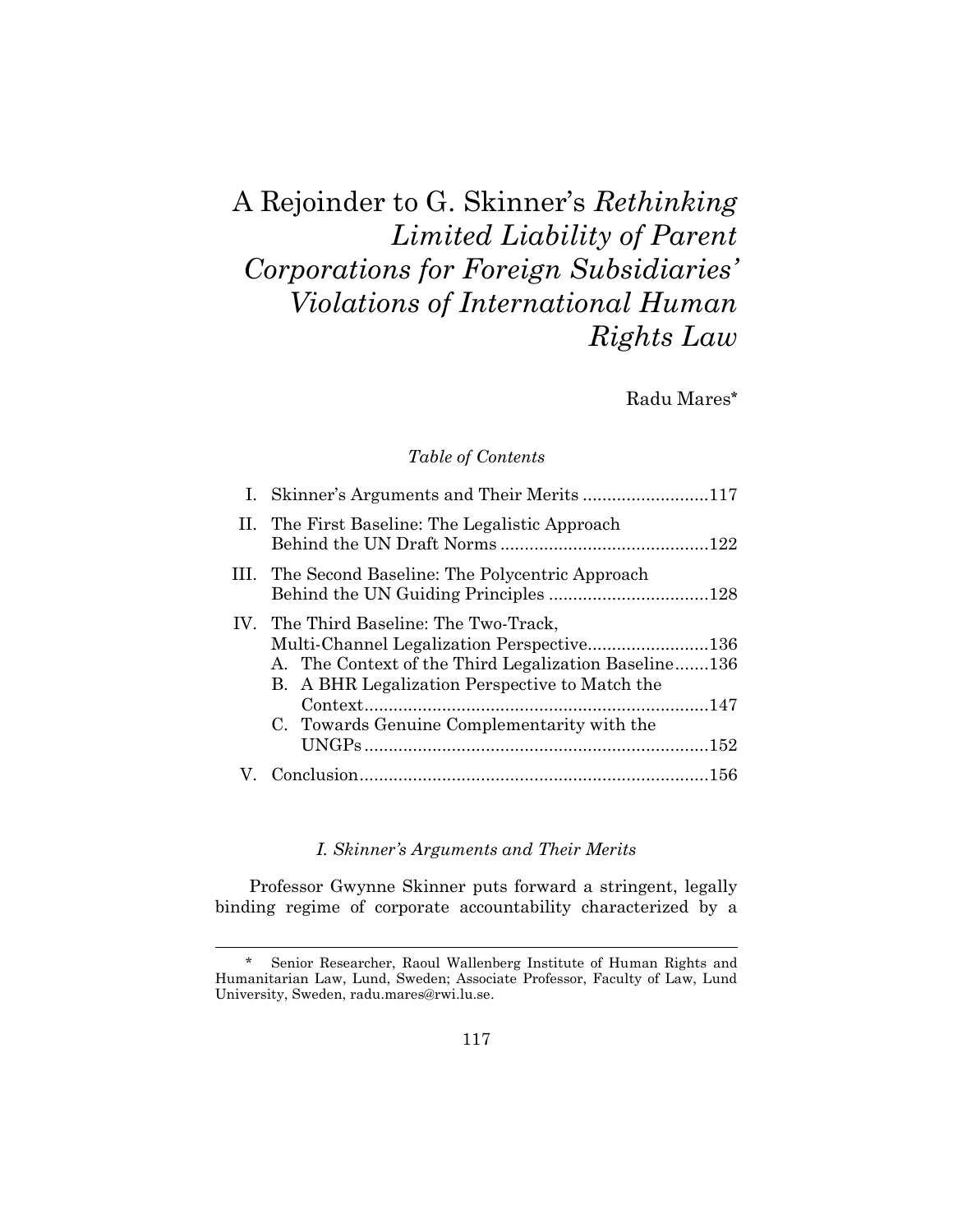# A Rejoinder to G. Skinner's *Rethinking Limited Liability of Parent Corporations for Foreign Subsidiaries' Violations of International Human Rights Law*

Radu Mares*

*Table of Contents*

I. Skinner's Arguments and Their Merits ..........................117

II. The First Baseline: The Legalistic Approach Behind the UN Draft Norms ..........................................122

III. The Second Baseline: The Polycentric Approach Behind the UN Guiding Principles .................................128

IV. The Third Baseline: The Two-Track, Multi-Channel Legalization Perspective.........................136
- A. The Context of the Third Legalization Baseline.......136
- B. A BHR Legalization Perspective to Match the Context.......................................................................147
- C. Towards Genuine Complementarity with the UNGPs.......................................................................152

V. Conclusion........................................................................156

## *I. Skinner's Arguments and Their Merits*

Professor Gwynne Skinner puts forward a stringent, legally binding regime of corporate accountability characterized by a

---

\* Senior Researcher, Raoul Wallenberg Institute of Human Rights and Humanitarian Law, Lund, Sweden; Associate Professor, Faculty of Law, Lund University, Sweden, radu.mares@rwi.lu.se.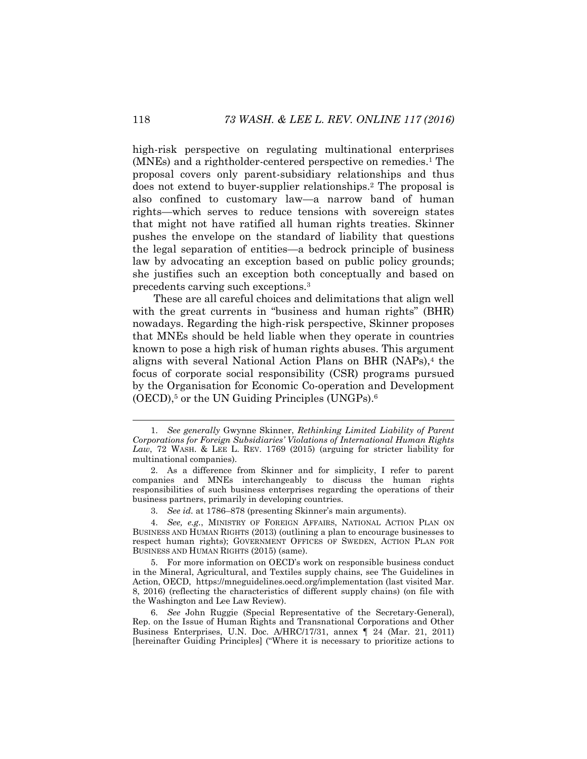high-risk perspective on regulating multinational enterprises (MNEs) and a rightholder-centered perspective on remedies.[1] The proposal covers only parent-subsidiary relationships and thus does not extend to buyer-supplier relationships.[2] The proposal is also confined to customary law—a narrow band of human rights—which serves to reduce tensions with sovereign states that might not have ratified all human rights treaties. Skinner pushes the envelope on the standard of liability that questions the legal separation of entities—a bedrock principle of business law by advocating an exception based on public policy grounds; she justifies such an exception both conceptually and based on precedents carving such exceptions.[3]

These are all careful choices and delimitations that align well with the great currents in "business and human rights" (BHR) nowadays. Regarding the high-risk perspective, Skinner proposes that MNEs should be held liable when they operate in countries known to pose a high risk of human rights abuses. This argument aligns with several National Action Plans on BHR (NAPs),[4] the focus of corporate social responsibility (CSR) programs pursued by the Organisation for Economic Co-operation and Development (OECD),[5] or the UN Guiding Principles (UNGPs).[6]

---

1. *See generally* Gwynne Skinner, *Rethinking Limited Liability of Parent Corporations for Foreign Subsidiaries' Violations of International Human Rights Law*, 72 WASH. & LEE L. REV. 1769 (2015) (arguing for stricter liability for multinational companies).

2. As a difference from Skinner and for simplicity, I refer to parent companies and MNEs interchangeably to discuss the human rights responsibilities of such business enterprises regarding the operations of their business partners, primarily in developing countries.

3. *See id.* at 1786–878 (presenting Skinner's main arguments).

4. *See, e.g.*, MINISTRY OF FOREIGN AFFAIRS, NATIONAL ACTION PLAN ON BUSINESS AND HUMAN RIGHTS (2013) (outlining a plan to encourage businesses to respect human rights); GOVERNMENT OFFICES OF SWEDEN, ACTION PLAN FOR BUSINESS AND HUMAN RIGHTS (2015) (same).

5. For more information on OECD's work on responsible business conduct in the Mineral, Agricultural, and Textiles supply chains, see The Guidelines in Action, OECD, https://mneguidelines.oecd.org/implementation (last visited Mar. 8, 2016) (reflecting the characteristics of different supply chains) (on file with the Washington and Lee Law Review).

6. *See* John Ruggie (Special Representative of the Secretary-General), Rep. on the Issue of Human Rights and Transnational Corporations and Other Business Enterprises, U.N. Doc. A/HRC/17/31, annex ¶ 24 (Mar. 21, 2011) [hereinafter Guiding Principles] ("Where it is necessary to prioritize actions to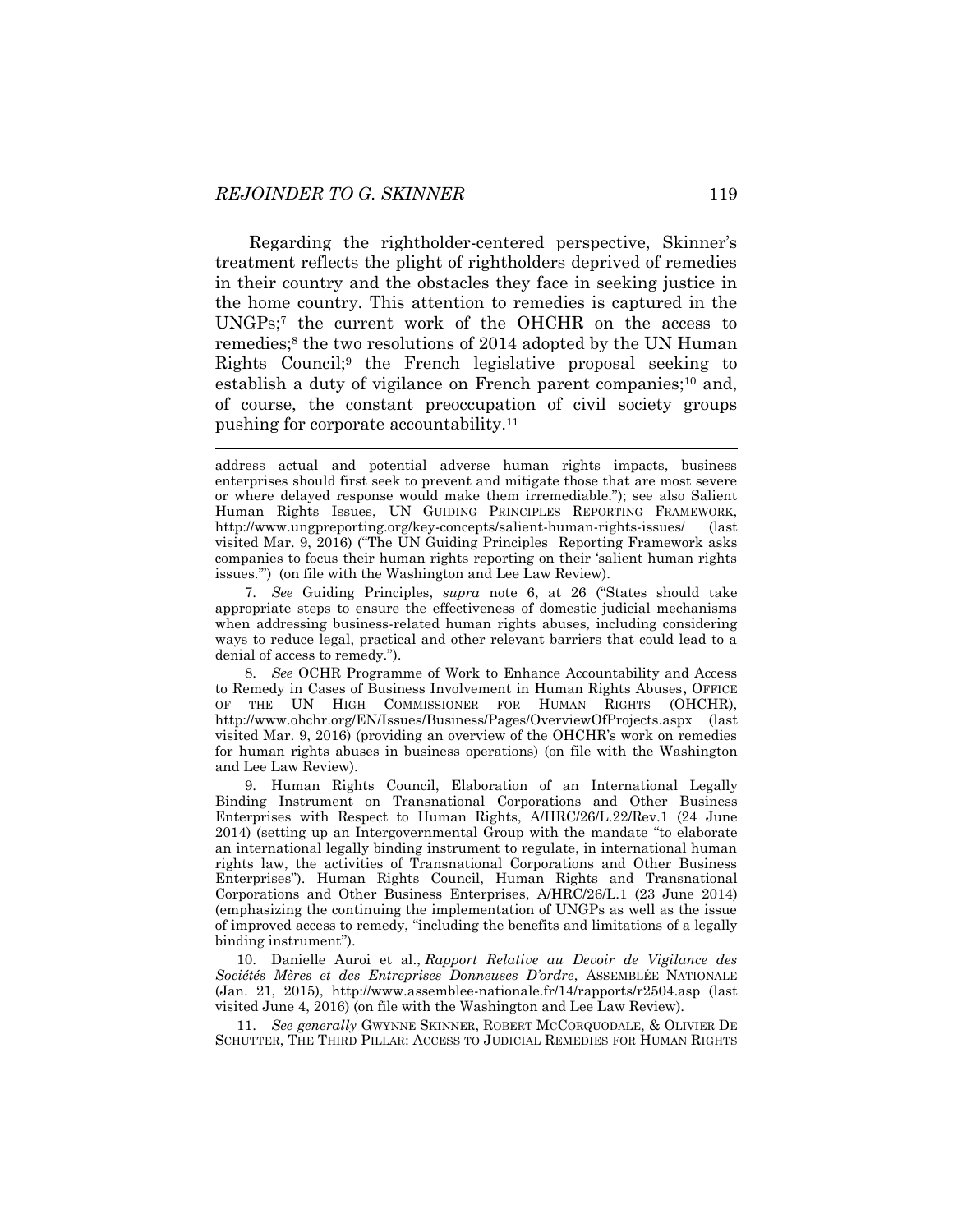Regarding the rightholder-centered perspective, Skinner's treatment reflects the plight of rightholders deprived of remedies in their country and the obstacles they face in seeking justice in the home country. This attention to remedies is captured in the UNGPs;[7] the current work of the OHCHR on the access to remedies;[8] the two resolutions of 2014 adopted by the UN Human Rights Council;[9] the French legislative proposal seeking to establish a duty of vigilance on French parent companies;[10] and, of course, the constant preoccupation of civil society groups pushing for corporate accountability.[11]

---

address actual and potential adverse human rights impacts, business enterprises should first seek to prevent and mitigate those that are most severe or where delayed response would make them irremediable."); see also Salient Human Rights Issues, UN GUIDING PRINCIPLES REPORTING FRAMEWORK, http://www.ungpreporting.org/key-concepts/salient-human-rights-issues/ (last visited Mar. 9, 2016) ("The UN Guiding Principles Reporting Framework asks companies to focus their human rights reporting on their 'salient human rights issues.'") (on file with the Washington and Lee Law Review).

7. *See* Guiding Principles, *supra* note 6, at 26 ("States should take appropriate steps to ensure the effectiveness of domestic judicial mechanisms when addressing business-related human rights abuses, including considering ways to reduce legal, practical and other relevant barriers that could lead to a denial of access to remedy.").

8. *See* OCHR Programme of Work to Enhance Accountability and Access to Remedy in Cases of Business Involvement in Human Rights Abuses**,** OFFICE OF THE UN HIGH COMMISSIONER FOR HUMAN RIGHTS (OHCHR), http://www.ohchr.org/EN/Issues/Business/Pages/OverviewOfProjects.aspx (last visited Mar. 9, 2016) (providing an overview of the OHCHR's work on remedies for human rights abuses in business operations) (on file with the Washington and Lee Law Review).

9. Human Rights Council, Elaboration of an International Legally Binding Instrument on Transnational Corporations and Other Business Enterprises with Respect to Human Rights, A/HRC/26/L.22/Rev.1 (24 June 2014) (setting up an Intergovernmental Group with the mandate "to elaborate an international legally binding instrument to regulate, in international human rights law, the activities of Transnational Corporations and Other Business Enterprises"). Human Rights Council, Human Rights and Transnational Corporations and Other Business Enterprises, A/HRC/26/L.1 (23 June 2014) (emphasizing the continuing the implementation of UNGPs as well as the issue of improved access to remedy, "including the benefits and limitations of a legally binding instrument").

10. Danielle Auroi et al., *Rapport Relative au Devoir de Vigilance des Sociétés Mères et des Entreprises Donneuses D'ordre*, ASSEMBLÉE NATIONALE (Jan. 21, 2015), http://www.assemblee-nationale.fr/14/rapports/r2504.asp (last visited June 4, 2016) (on file with the Washington and Lee Law Review).

11. *See generally* GWYNNE SKINNER, ROBERT MCCORQUODALE, & OLIVIER DE SCHUTTER, THE THIRD PILLAR: ACCESS TO JUDICIAL REMEDIES FOR HUMAN RIGHTS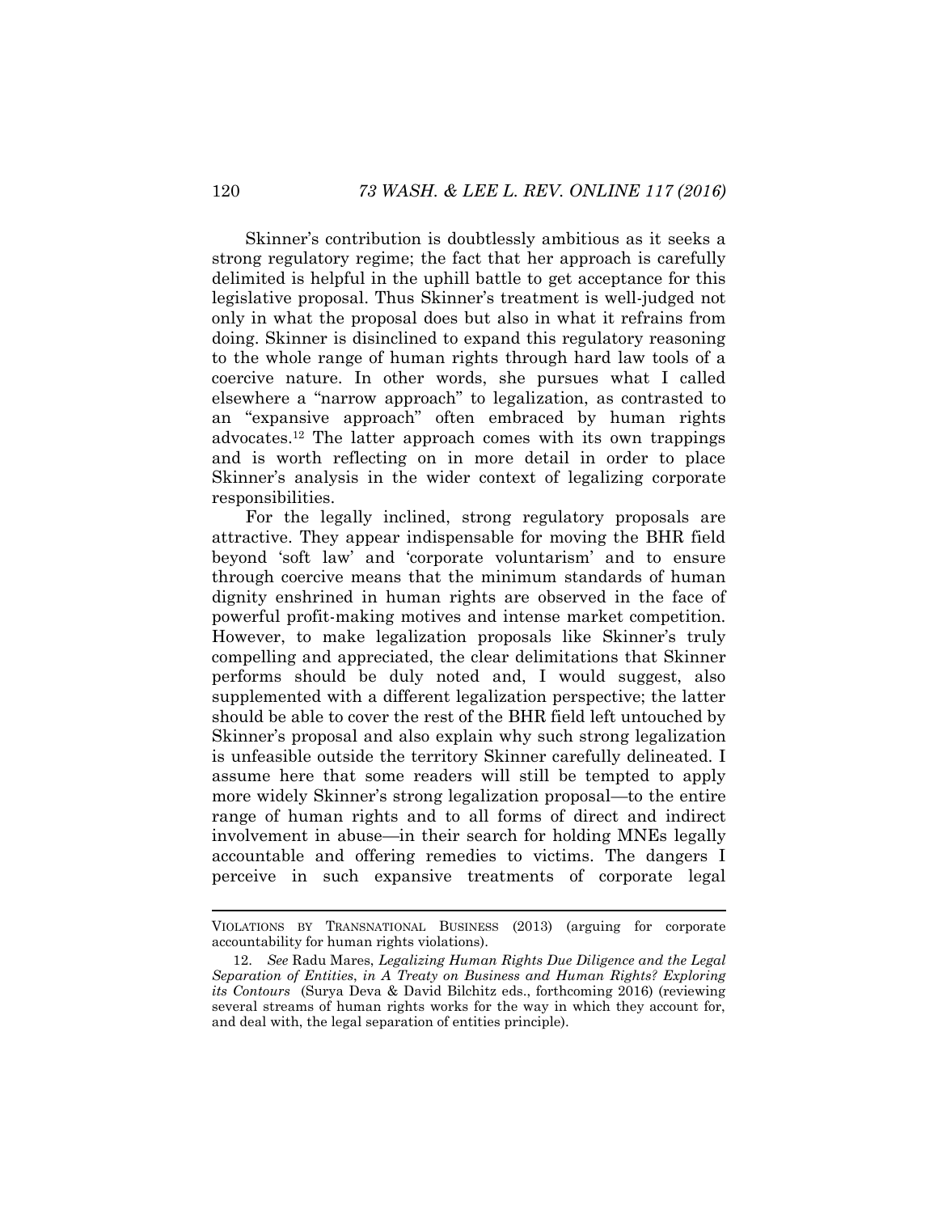Skinner's contribution is doubtlessly ambitious as it seeks a strong regulatory regime; the fact that her approach is carefully delimited is helpful in the uphill battle to get acceptance for this legislative proposal. Thus Skinner's treatment is well-judged not only in what the proposal does but also in what it refrains from doing. Skinner is disinclined to expand this regulatory reasoning to the whole range of human rights through hard law tools of a coercive nature. In other words, she pursues what I called elsewhere a "narrow approach" to legalization, as contrasted to an "expansive approach" often embraced by human rights advocates.[12] The latter approach comes with its own trappings and is worth reflecting on in more detail in order to place Skinner's analysis in the wider context of legalizing corporate responsibilities.

For the legally inclined, strong regulatory proposals are attractive. They appear indispensable for moving the BHR field beyond 'soft law' and 'corporate voluntarism' and to ensure through coercive means that the minimum standards of human dignity enshrined in human rights are observed in the face of powerful profit-making motives and intense market competition. However, to make legalization proposals like Skinner's truly compelling and appreciated, the clear delimitations that Skinner performs should be duly noted and, I would suggest, also supplemented with a different legalization perspective; the latter should be able to cover the rest of the BHR field left untouched by Skinner's proposal and also explain why such strong legalization is unfeasible outside the territory Skinner carefully delineated. I assume here that some readers will still be tempted to apply more widely Skinner's strong legalization proposal—to the entire range of human rights and to all forms of direct and indirect involvement in abuse—in their search for holding MNEs legally accountable and offering remedies to victims. The dangers I perceive in such expansive treatments of corporate legal

---

VIOLATIONS BY TRANSNATIONAL BUSINESS (2013) (arguing for corporate accountability for human rights violations).

12. *See* Radu Mares, *Legalizing Human Rights Due Diligence and the Legal Separation of Entities*, *in A Treaty on Business and Human Rights? Exploring its Contours* (Surya Deva & David Bilchitz eds., forthcoming 2016) (reviewing several streams of human rights works for the way in which they account for, and deal with, the legal separation of entities principle).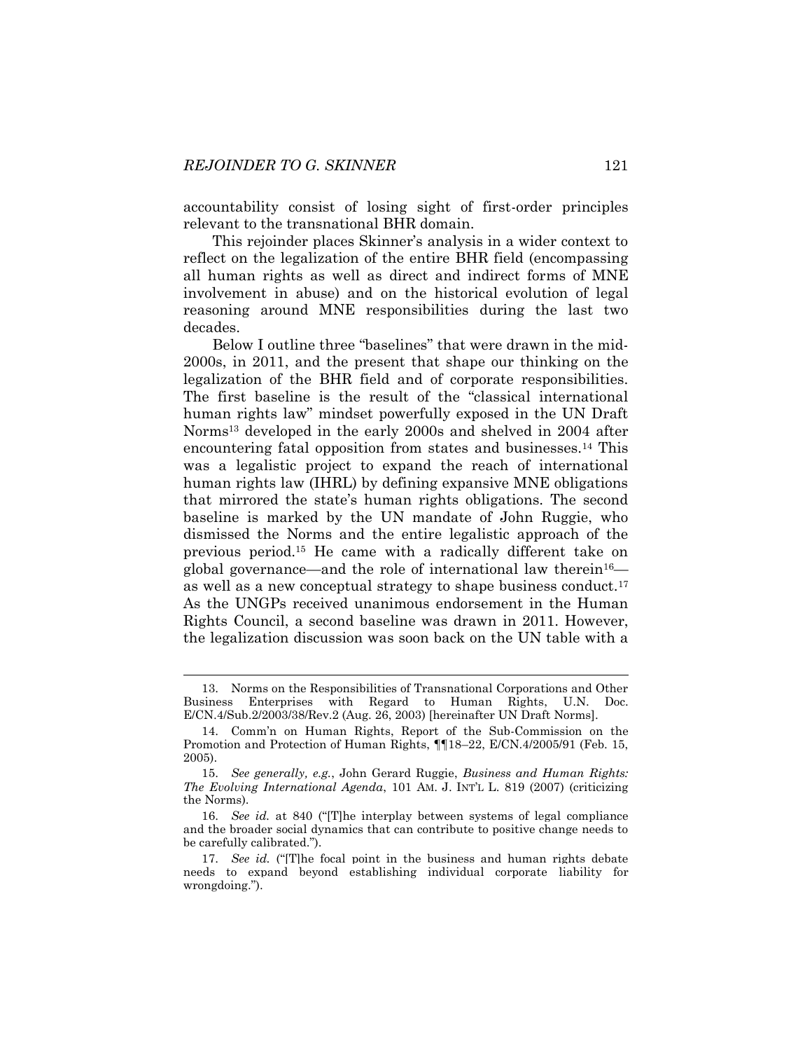accountability consist of losing sight of first-order principles relevant to the transnational BHR domain.

This rejoinder places Skinner's analysis in a wider context to reflect on the legalization of the entire BHR field (encompassing all human rights as well as direct and indirect forms of MNE involvement in abuse) and on the historical evolution of legal reasoning around MNE responsibilities during the last two decades.

Below I outline three "baselines" that were drawn in the mid-2000s, in 2011, and the present that shape our thinking on the legalization of the BHR field and of corporate responsibilities. The first baseline is the result of the "classical international human rights law" mindset powerfully exposed in the UN Draft Norms[13] developed in the early 2000s and shelved in 2004 after encountering fatal opposition from states and businesses.[14] This was a legalistic project to expand the reach of international human rights law (IHRL) by defining expansive MNE obligations that mirrored the state's human rights obligations. The second baseline is marked by the UN mandate of John Ruggie, who dismissed the Norms and the entire legalistic approach of the previous period.[15] He came with a radically different take on global governance—and the role of international law therein[16]—as well as a new conceptual strategy to shape business conduct.[17] As the UNGPs received unanimous endorsement in the Human Rights Council, a second baseline was drawn in 2011. However, the legalization discussion was soon back on the UN table with a

---

13. Norms on the Responsibilities of Transnational Corporations and Other Business Enterprises with Regard to Human Rights, U.N. Doc. E/CN.4/Sub.2/2003/38/Rev.2 (Aug. 26, 2003) [hereinafter UN Draft Norms].

14. Comm'n on Human Rights, Report of the Sub-Commission on the Promotion and Protection of Human Rights, ¶¶18–22, E/CN.4/2005/91 (Feb. 15, 2005).

15. *See generally, e.g.*, John Gerard Ruggie, *Business and Human Rights: The Evolving International Agenda*, 101 AM. J. INT'L L. 819 (2007) (criticizing the Norms).

16. *See id.* at 840 ("[T]he interplay between systems of legal compliance and the broader social dynamics that can contribute to positive change needs to be carefully calibrated.").

17. *See id.* ("[T]he focal point in the business and human rights debate needs to expand beyond establishing individual corporate liability for wrongdoing.").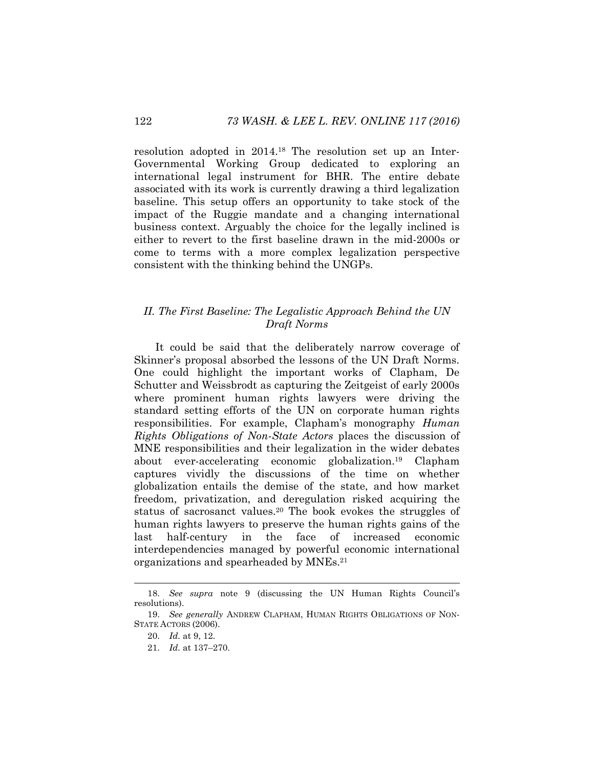resolution adopted in 2014.[18] The resolution set up an Inter-Governmental Working Group dedicated to exploring an international legal instrument for BHR. The entire debate associated with its work is currently drawing a third legalization baseline. This setup offers an opportunity to take stock of the impact of the Ruggie mandate and a changing international business context. Arguably the choice for the legally inclined is either to revert to the first baseline drawn in the mid-2000s or come to terms with a more complex legalization perspective consistent with the thinking behind the UNGPs.

## *II. The First Baseline: The Legalistic Approach Behind the UN Draft Norms*

It could be said that the deliberately narrow coverage of Skinner's proposal absorbed the lessons of the UN Draft Norms. One could highlight the important works of Clapham, De Schutter and Weissbrodt as capturing the Zeitgeist of early 2000s where prominent human rights lawyers were driving the standard setting efforts of the UN on corporate human rights responsibilities. For example, Clapham's monography *Human Rights Obligations of Non-State Actors* places the discussion of MNE responsibilities and their legalization in the wider debates about ever-accelerating economic globalization.[19] Clapham captures vividly the discussions of the time on whether globalization entails the demise of the state, and how market freedom, privatization, and deregulation risked acquiring the status of sacrosanct values.[20] The book evokes the struggles of human rights lawyers to preserve the human rights gains of the last half-century in the face of increased economic interdependencies managed by powerful economic international organizations and spearheaded by MNEs.[21]

---

18. *See supra* note 9 (discussing the UN Human Rights Council's resolutions).

19. *See generally* ANDREW CLAPHAM, HUMAN RIGHTS OBLIGATIONS OF NON-STATE ACTORS (2006).

20. *Id.* at 9, 12.

21. *Id.* at 137–270.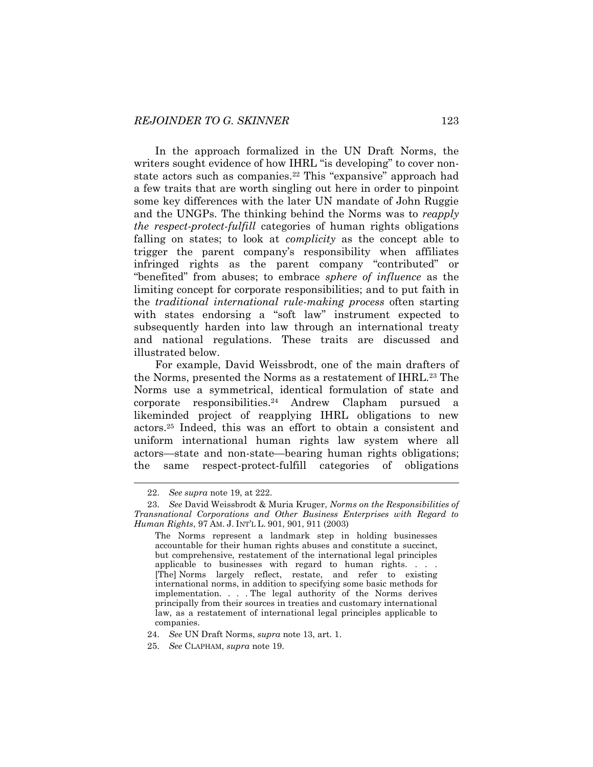In the approach formalized in the UN Draft Norms, the writers sought evidence of how IHRL "is developing" to cover non-state actors such as companies.[22] This "expansive" approach had a few traits that are worth singling out here in order to pinpoint some key differences with the later UN mandate of John Ruggie and the UNGPs. The thinking behind the Norms was to *reapply the respect-protect-fulfill* categories of human rights obligations falling on states; to look at *complicity* as the concept able to trigger the parent company's responsibility when affiliates infringed rights as the parent company "contributed" or "benefited" from abuses; to embrace *sphere of influence* as the limiting concept for corporate responsibilities; and to put faith in the *traditional international rule-making process* often starting with states endorsing a "soft law" instrument expected to subsequently harden into law through an international treaty and national regulations. These traits are discussed and illustrated below.

For example, David Weissbrodt, one of the main drafters of the Norms, presented the Norms as a restatement of IHRL.[23] The Norms use a symmetrical, identical formulation of state and corporate responsibilities.[24] Andrew Clapham pursued a likeminded project of reapplying IHRL obligations to new actors.[25] Indeed, this was an effort to obtain a consistent and uniform international human rights law system where all actors—state and non-state—bearing human rights obligations; the same respect-protect-fulfill categories of obligations

---

22. *See supra* note 19, at 222.

23. *See* David Weissbrodt & Muria Kruger, *Norms on the Responsibilities of Transnational Corporations and Other Business Enterprises with Regard to Human Rights*, 97 AM. J. INT'L L. 901, 901, 911 (2003)

> The Norms represent a landmark step in holding businesses accountable for their human rights abuses and constitute a succinct, but comprehensive, restatement of the international legal principles applicable to businesses with regard to human rights. . . . [The] Norms largely reflect, restate, and refer to existing international norms, in addition to specifying some basic methods for implementation. . . . The legal authority of the Norms derives principally from their sources in treaties and customary international law, as a restatement of international legal principles applicable to companies.

24. *See* UN Draft Norms, *supra* note 13, art. 1.

25. *See* CLAPHAM, *supra* note 19.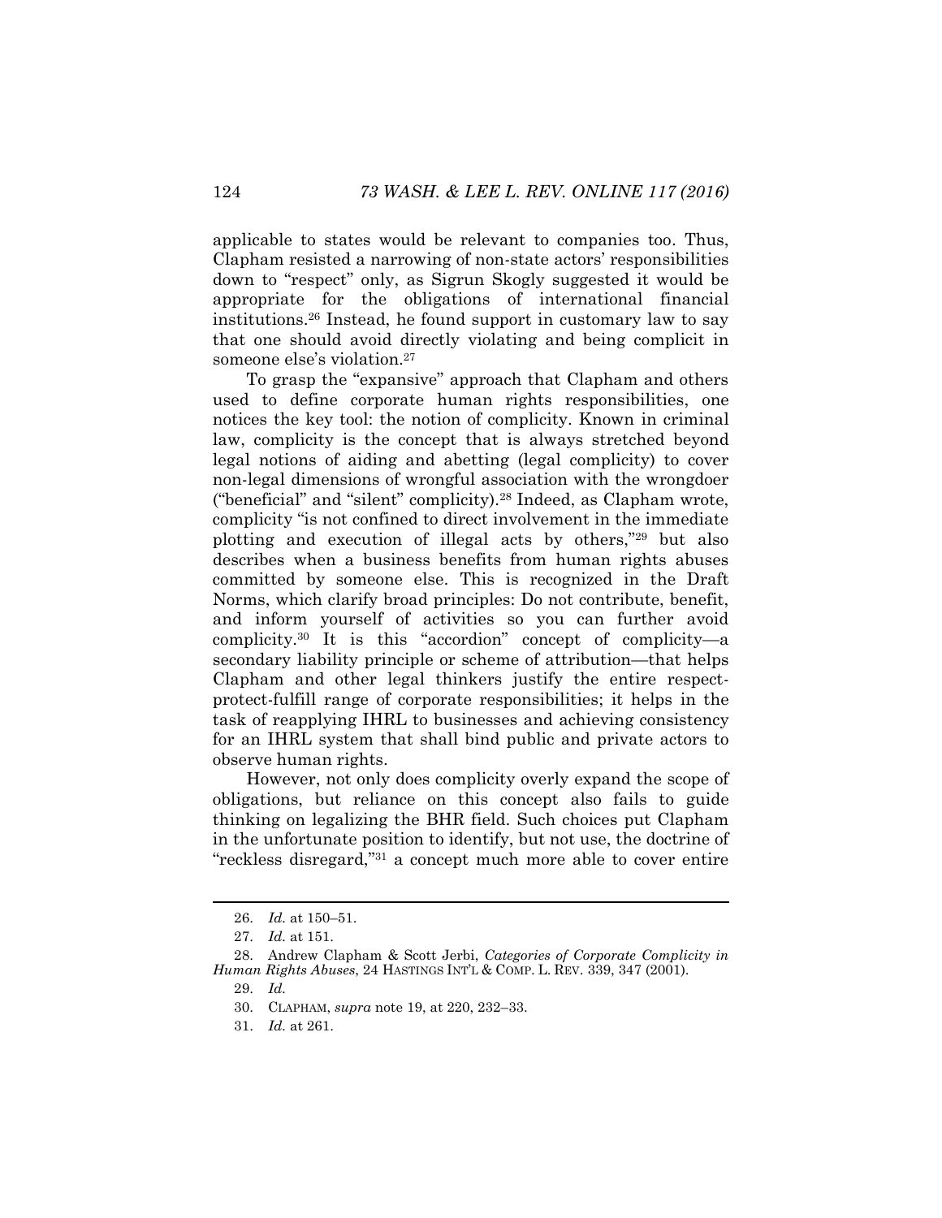applicable to states would be relevant to companies too. Thus, Clapham resisted a narrowing of non-state actors' responsibilities down to "respect" only, as Sigrun Skogly suggested it would be appropriate for the obligations of international financial institutions.[26] Instead, he found support in customary law to say that one should avoid directly violating and being complicit in someone else's violation.[27]

To grasp the "expansive" approach that Clapham and others used to define corporate human rights responsibilities, one notices the key tool: the notion of complicity. Known in criminal law, complicity is the concept that is always stretched beyond legal notions of aiding and abetting (legal complicity) to cover non-legal dimensions of wrongful association with the wrongdoer ("beneficial" and "silent" complicity).[28] Indeed, as Clapham wrote, complicity "is not confined to direct involvement in the immediate plotting and execution of illegal acts by others,"[29] but also describes when a business benefits from human rights abuses committed by someone else. This is recognized in the Draft Norms, which clarify broad principles: Do not contribute, benefit, and inform yourself of activities so you can further avoid complicity.[30] It is this "accordion" concept of complicity—a secondary liability principle or scheme of attribution—that helps Clapham and other legal thinkers justify the entire respect-protect-fulfill range of corporate responsibilities; it helps in the task of reapplying IHRL to businesses and achieving consistency for an IHRL system that shall bind public and private actors to observe human rights.

However, not only does complicity overly expand the scope of obligations, but reliance on this concept also fails to guide thinking on legalizing the BHR field. Such choices put Clapham in the unfortunate position to identify, but not use, the doctrine of "reckless disregard,"[31] a concept much more able to cover entire

26. *Id.* at 150–51.

27. *Id.* at 151.

28. Andrew Clapham & Scott Jerbi, *Categories of Corporate Complicity in Human Rights Abuses*, 24 HASTINGS INT'L & COMP. L. REV. 339, 347 (2001).

29. *Id.*

30. CLAPHAM, *supra* note 19, at 220, 232–33.

31. *Id.* at 261.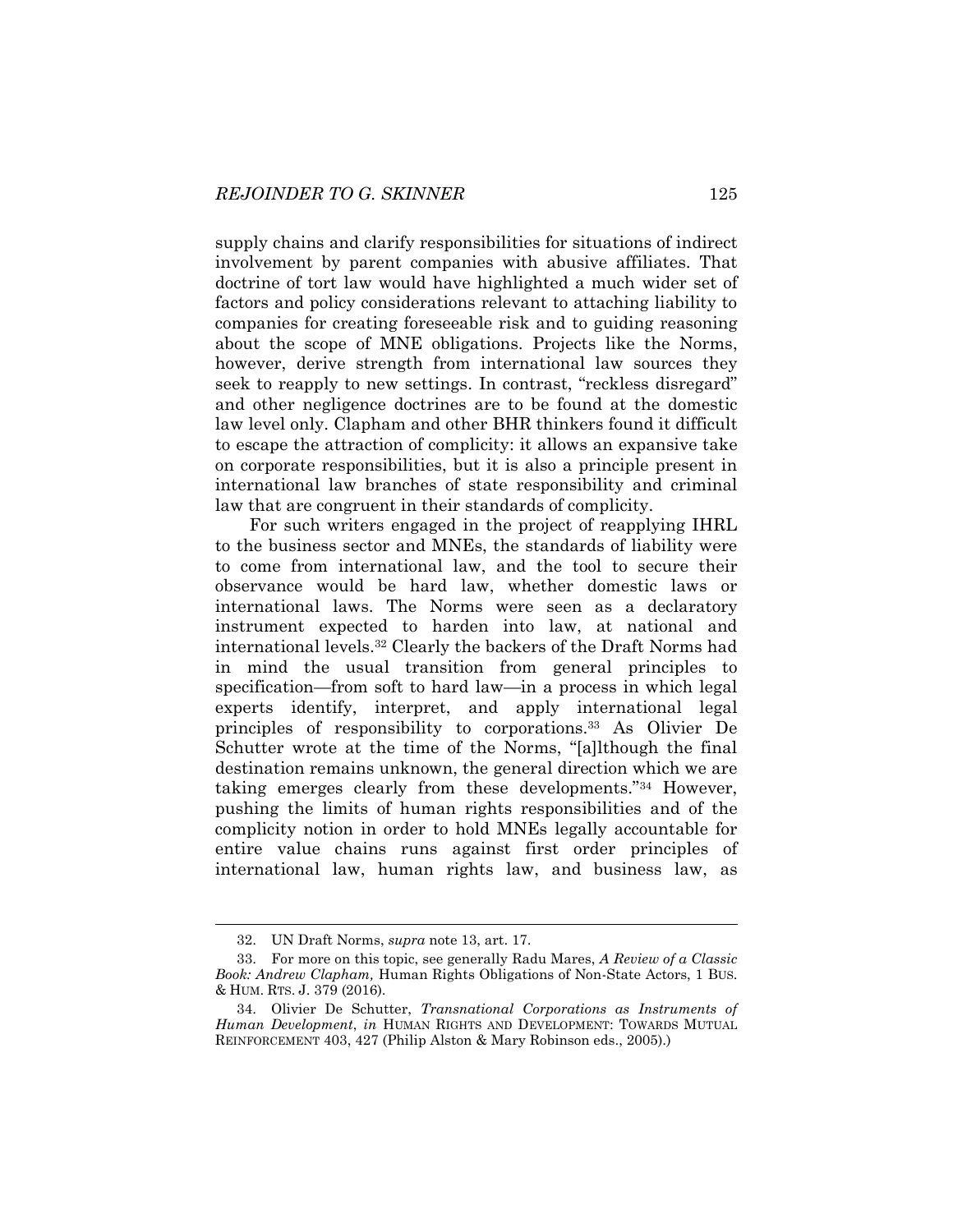supply chains and clarify responsibilities for situations of indirect involvement by parent companies with abusive affiliates. That doctrine of tort law would have highlighted a much wider set of factors and policy considerations relevant to attaching liability to companies for creating foreseeable risk and to guiding reasoning about the scope of MNE obligations. Projects like the Norms, however, derive strength from international law sources they seek to reapply to new settings. In contrast, "reckless disregard" and other negligence doctrines are to be found at the domestic law level only. Clapham and other BHR thinkers found it difficult to escape the attraction of complicity: it allows an expansive take on corporate responsibilities, but it is also a principle present in international law branches of state responsibility and criminal law that are congruent in their standards of complicity.

For such writers engaged in the project of reapplying IHRL to the business sector and MNEs, the standards of liability were to come from international law, and the tool to secure their observance would be hard law, whether domestic laws or international laws. The Norms were seen as a declaratory instrument expected to harden into law, at national and international levels.[32] Clearly the backers of the Draft Norms had in mind the usual transition from general principles to specification—from soft to hard law—in a process in which legal experts identify, interpret, and apply international legal principles of responsibility to corporations.[33] As Olivier De Schutter wrote at the time of the Norms, "[a]lthough the final destination remains unknown, the general direction which we are taking emerges clearly from these developments."[34] However, pushing the limits of human rights responsibilities and of the complicity notion in order to hold MNEs legally accountable for entire value chains runs against first order principles of international law, human rights law, and business law, as

---

32. UN Draft Norms, *supra* note 13, art. 17.

33. For more on this topic, see generally Radu Mares, *A Review of a Classic Book: Andrew Clapham,* Human Rights Obligations of Non-State Actors, 1 BUS. & HUM. RTS. J. 379 (2016).

34. Olivier De Schutter, *Transnational Corporations as Instruments of Human Development*, *in* HUMAN RIGHTS AND DEVELOPMENT: TOWARDS MUTUAL REINFORCEMENT 403, 427 (Philip Alston & Mary Robinson eds., 2005).)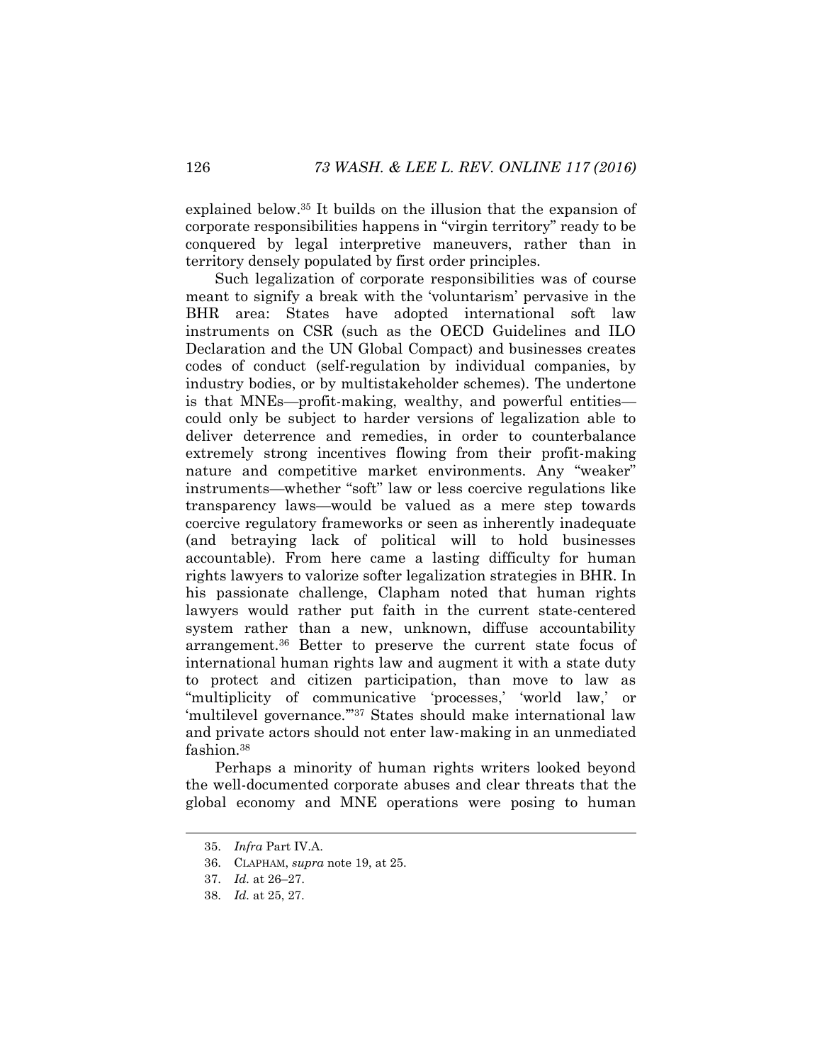explained below.[35] It builds on the illusion that the expansion of corporate responsibilities happens in "virgin territory" ready to be conquered by legal interpretive maneuvers, rather than in territory densely populated by first order principles.

Such legalization of corporate responsibilities was of course meant to signify a break with the 'voluntarism' pervasive in the BHR area: States have adopted international soft law instruments on CSR (such as the OECD Guidelines and ILO Declaration and the UN Global Compact) and businesses creates codes of conduct (self-regulation by individual companies, by industry bodies, or by multistakeholder schemes). The undertone is that MNEs—profit-making, wealthy, and powerful entities—could only be subject to harder versions of legalization able to deliver deterrence and remedies, in order to counterbalance extremely strong incentives flowing from their profit-making nature and competitive market environments. Any "weaker" instruments—whether "soft" law or less coercive regulations like transparency laws—would be valued as a mere step towards coercive regulatory frameworks or seen as inherently inadequate (and betraying lack of political will to hold businesses accountable). From here came a lasting difficulty for human rights lawyers to valorize softer legalization strategies in BHR. In his passionate challenge, Clapham noted that human rights lawyers would rather put faith in the current state-centered system rather than a new, unknown, diffuse accountability arrangement.[36] Better to preserve the current state focus of international human rights law and augment it with a state duty to protect and citizen participation, than move to law as "multiplicity of communicative 'processes,' 'world law,' or 'multilevel governance.'"[37] States should make international law and private actors should not enter law-making in an unmediated fashion.[38]

Perhaps a minority of human rights writers looked beyond the well-documented corporate abuses and clear threats that the global economy and MNE operations were posing to human

---

35. *Infra* Part IV.A.

36. CLAPHAM, *supra* note 19, at 25.

37. *Id.* at 26–27.

38. *Id.* at 25, 27.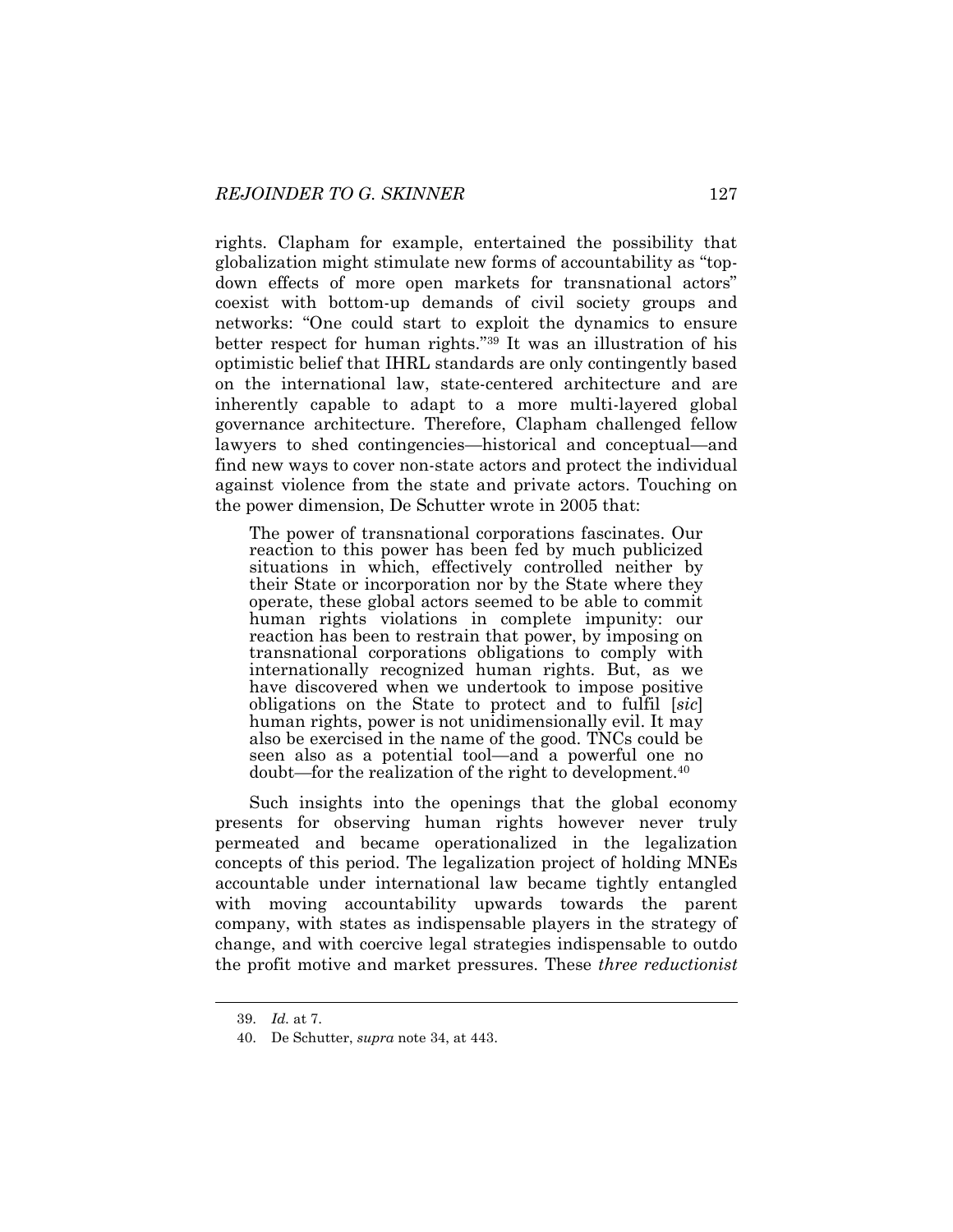rights. Clapham for example, entertained the possibility that globalization might stimulate new forms of accountability as "top-down effects of more open markets for transnational actors" coexist with bottom-up demands of civil society groups and networks: "One could start to exploit the dynamics to ensure better respect for human rights."[39] It was an illustration of his optimistic belief that IHRL standards are only contingently based on the international law, state-centered architecture and are inherently capable to adapt to a more multi-layered global governance architecture. Therefore, Clapham challenged fellow lawyers to shed contingencies—historical and conceptual—and find new ways to cover non-state actors and protect the individual against violence from the state and private actors. Touching on the power dimension, De Schutter wrote in 2005 that:

> The power of transnational corporations fascinates. Our reaction to this power has been fed by much publicized situations in which, effectively controlled neither by their State or incorporation nor by the State where they operate, these global actors seemed to be able to commit human rights violations in complete impunity: our reaction has been to restrain that power, by imposing on transnational corporations obligations to comply with internationally recognized human rights. But, as we have discovered when we undertook to impose positive obligations on the State to protect and to fulfil [*sic*] human rights, power is not unidimensionally evil. It may also be exercised in the name of the good. TNCs could be seen also as a potential tool—and a powerful one no doubt—for the realization of the right to development.[40]

Such insights into the openings that the global economy presents for observing human rights however never truly permeated and became operationalized in the legalization concepts of this period. The legalization project of holding MNEs accountable under international law became tightly entangled with moving accountability upwards towards the parent company, with states as indispensable players in the strategy of change, and with coercive legal strategies indispensable to outdo the profit motive and market pressures. These *three reductionist*

---

39. *Id.* at 7.

40. De Schutter, *supra* note 34, at 443.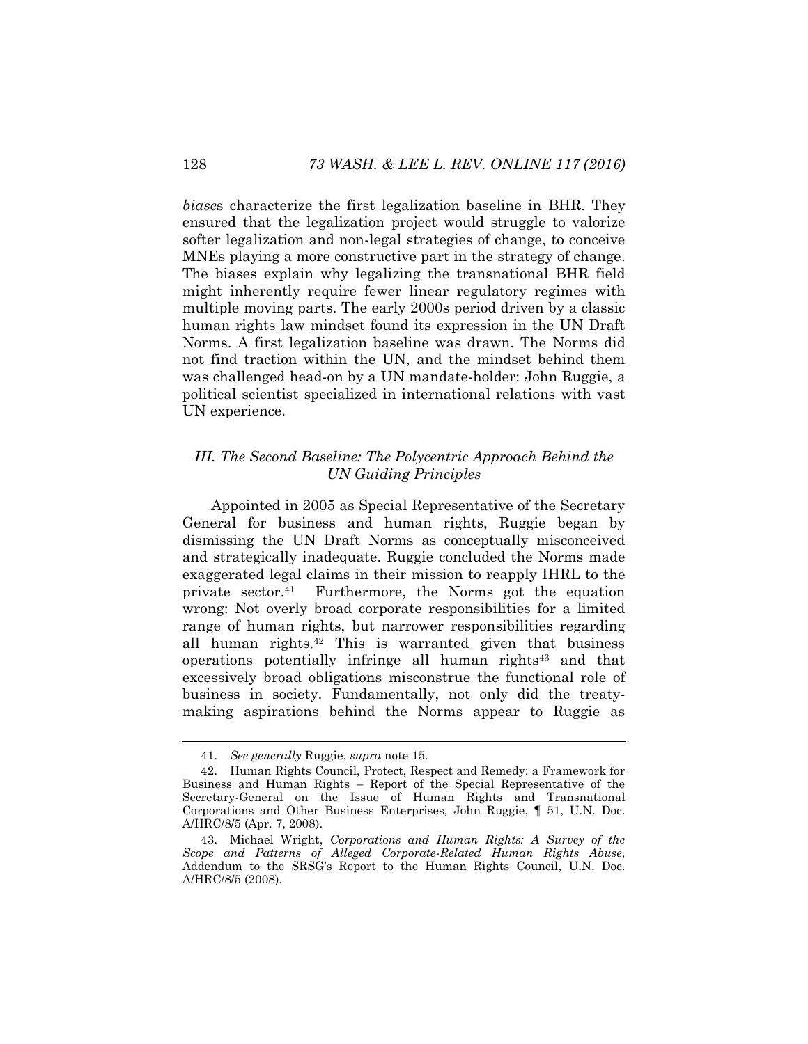*biases* characterize the first legalization baseline in BHR. They ensured that the legalization project would struggle to valorize softer legalization and non-legal strategies of change, to conceive MNEs playing a more constructive part in the strategy of change. The biases explain why legalizing the transnational BHR field might inherently require fewer linear regulatory regimes with multiple moving parts. The early 2000s period driven by a classic human rights law mindset found its expression in the UN Draft Norms. A first legalization baseline was drawn. The Norms did not find traction within the UN, and the mindset behind them was challenged head-on by a UN mandate-holder: John Ruggie, a political scientist specialized in international relations with vast UN experience.

### *III. The Second Baseline: The Polycentric Approach Behind the UN Guiding Principles*

Appointed in 2005 as Special Representative of the Secretary General for business and human rights, Ruggie began by dismissing the UN Draft Norms as conceptually misconceived and strategically inadequate. Ruggie concluded the Norms made exaggerated legal claims in their mission to reapply IHRL to the private sector.[41] Furthermore, the Norms got the equation wrong: Not overly broad corporate responsibilities for a limited range of human rights, but narrower responsibilities regarding all human rights.[42] This is warranted given that business operations potentially infringe all human rights[43] and that excessively broad obligations misconstrue the functional role of business in society. Fundamentally, not only did the treaty-making aspirations behind the Norms appear to Ruggie as

---

41. *See generally* Ruggie, *supra* note 15.

42. Human Rights Council, Protect, Respect and Remedy: a Framework for Business and Human Rights – Report of the Special Representative of the Secretary-General on the Issue of Human Rights and Transnational Corporations and Other Business Enterprises*,* John Ruggie, ¶ 51, U.N. Doc. A/HRC/8/5 (Apr. 7, 2008).

43. Michael Wright, *Corporations and Human Rights: A Survey of the Scope and Patterns of Alleged Corporate-Related Human Rights Abuse*, Addendum to the SRSG's Report to the Human Rights Council, U.N. Doc. A/HRC/8/5 (2008).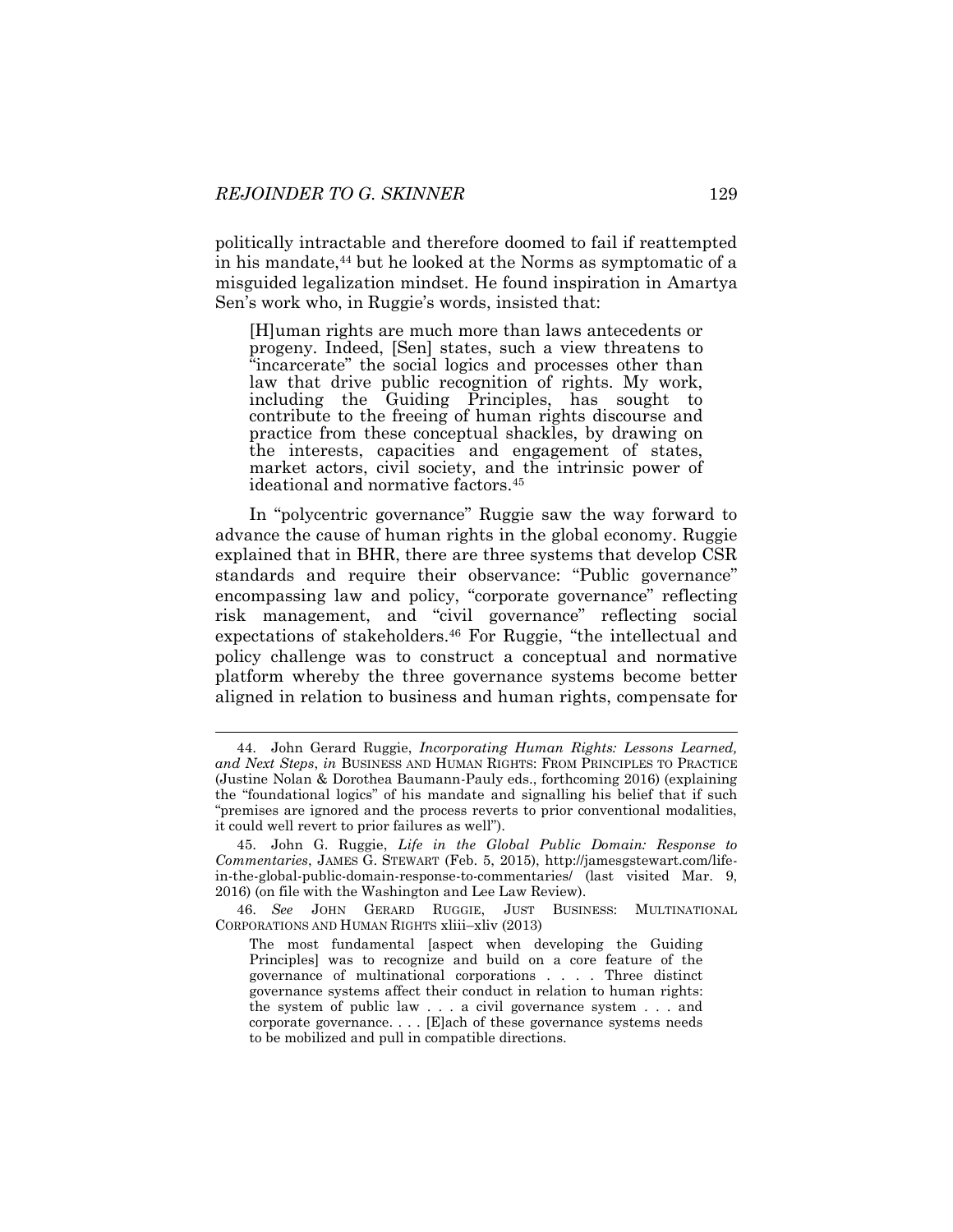politically intractable and therefore doomed to fail if reattempted in his mandate,[44] but he looked at the Norms as symptomatic of a misguided legalization mindset. He found inspiration in Amartya Sen's work who, in Ruggie's words, insisted that:

> [H]uman rights are much more than laws antecedents or progeny. Indeed, [Sen] states, such a view threatens to "incarcerate" the social logics and processes other than law that drive public recognition of rights. My work, including the Guiding Principles, has sought to contribute to the freeing of human rights discourse and practice from these conceptual shackles, by drawing on the interests, capacities and engagement of states, market actors, civil society, and the intrinsic power of ideational and normative factors.[45]

In "polycentric governance" Ruggie saw the way forward to advance the cause of human rights in the global economy. Ruggie explained that in BHR, there are three systems that develop CSR standards and require their observance: "Public governance" encompassing law and policy, "corporate governance" reflecting risk management, and "civil governance" reflecting social expectations of stakeholders.[46] For Ruggie, "the intellectual and policy challenge was to construct a conceptual and normative platform whereby the three governance systems become better aligned in relation to business and human rights, compensate for

---

44. John Gerard Ruggie, *Incorporating Human Rights: Lessons Learned, and Next Steps*, *in* BUSINESS AND HUMAN RIGHTS: FROM PRINCIPLES TO PRACTICE (Justine Nolan & Dorothea Baumann-Pauly eds., forthcoming 2016) (explaining the "foundational logics" of his mandate and signalling his belief that if such "premises are ignored and the process reverts to prior conventional modalities, it could well revert to prior failures as well").

45. John G. Ruggie, *Life in the Global Public Domain: Response to Commentaries*, JAMES G. STEWART (Feb. 5, 2015), http://jamesgstewart.com/life-in-the-global-public-domain-response-to-commentaries/ (last visited Mar. 9, 2016) (on file with the Washington and Lee Law Review).

46. *See* JOHN GERARD RUGGIE, JUST BUSINESS: MULTINATIONAL CORPORATIONS AND HUMAN RIGHTS xliii–xliv (2013)

> The most fundamental [aspect when developing the Guiding Principles] was to recognize and build on a core feature of the governance of multinational corporations . . . . Three distinct governance systems affect their conduct in relation to human rights: the system of public law . . . a civil governance system . . . and corporate governance. . . . [E]ach of these governance systems needs to be mobilized and pull in compatible directions.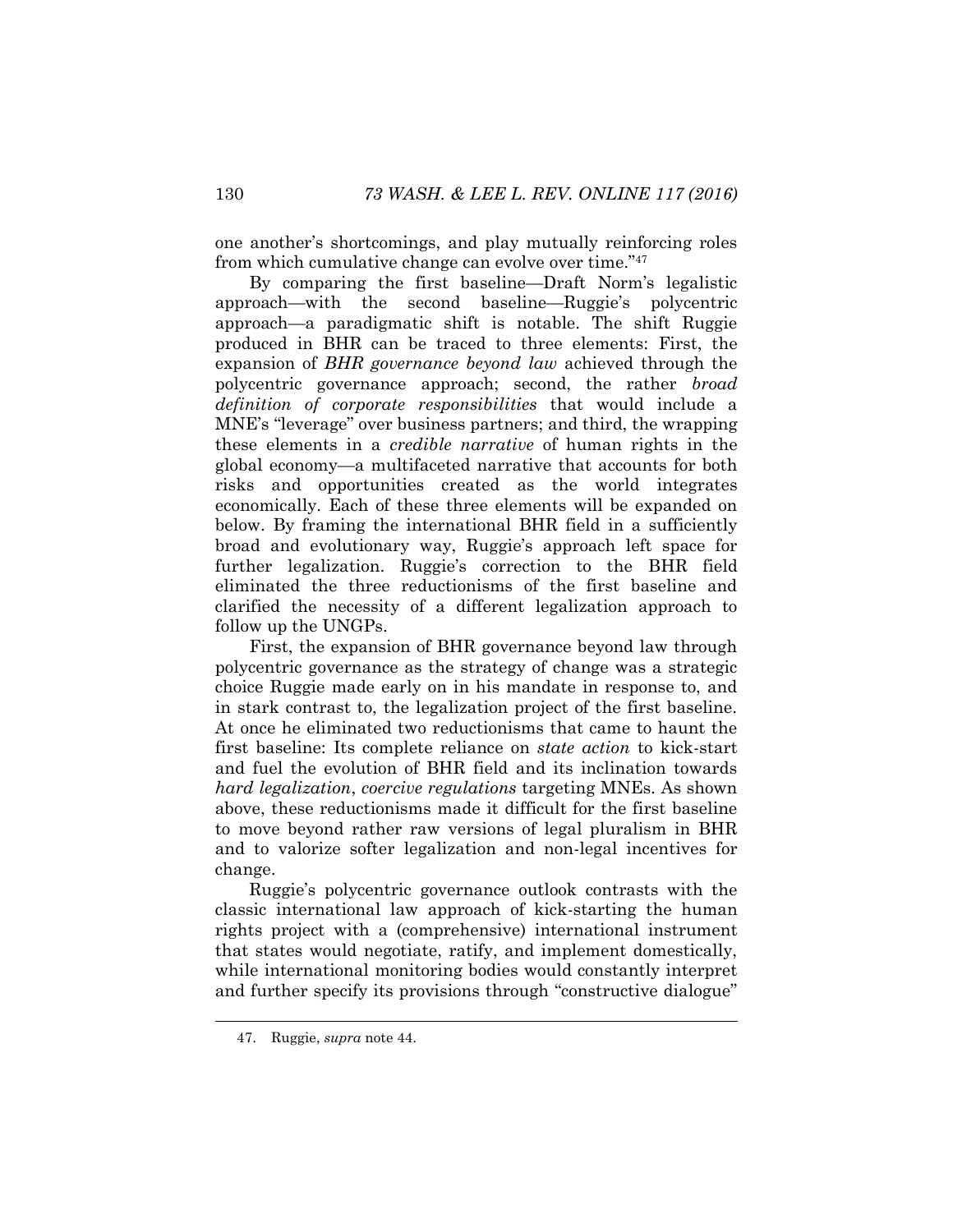one another's shortcomings, and play mutually reinforcing roles from which cumulative change can evolve over time."[47]

By comparing the first baseline—Draft Norm's legalistic approach—with the second baseline—Ruggie's polycentric approach—a paradigmatic shift is notable. The shift Ruggie produced in BHR can be traced to three elements: First, the expansion of *BHR governance beyond law* achieved through the polycentric governance approach; second, the rather *broad definition of corporate responsibilities* that would include a MNE's "leverage" over business partners; and third, the wrapping these elements in a *credible narrative* of human rights in the global economy—a multifaceted narrative that accounts for both risks and opportunities created as the world integrates economically. Each of these three elements will be expanded on below. By framing the international BHR field in a sufficiently broad and evolutionary way, Ruggie's approach left space for further legalization. Ruggie's correction to the BHR field eliminated the three reductionisms of the first baseline and clarified the necessity of a different legalization approach to follow up the UNGPs.

First, the expansion of BHR governance beyond law through polycentric governance as the strategy of change was a strategic choice Ruggie made early on in his mandate in response to, and in stark contrast to, the legalization project of the first baseline. At once he eliminated two reductionisms that came to haunt the first baseline: Its complete reliance on *state action* to kick-start and fuel the evolution of BHR field and its inclination towards *hard legalization*, *coercive regulations* targeting MNEs. As shown above, these reductionisms made it difficult for the first baseline to move beyond rather raw versions of legal pluralism in BHR and to valorize softer legalization and non-legal incentives for change.

Ruggie's polycentric governance outlook contrasts with the classic international law approach of kick-starting the human rights project with a (comprehensive) international instrument that states would negotiate, ratify, and implement domestically, while international monitoring bodies would constantly interpret and further specify its provisions through "constructive dialogue"

47. Ruggie, *supra* note 44.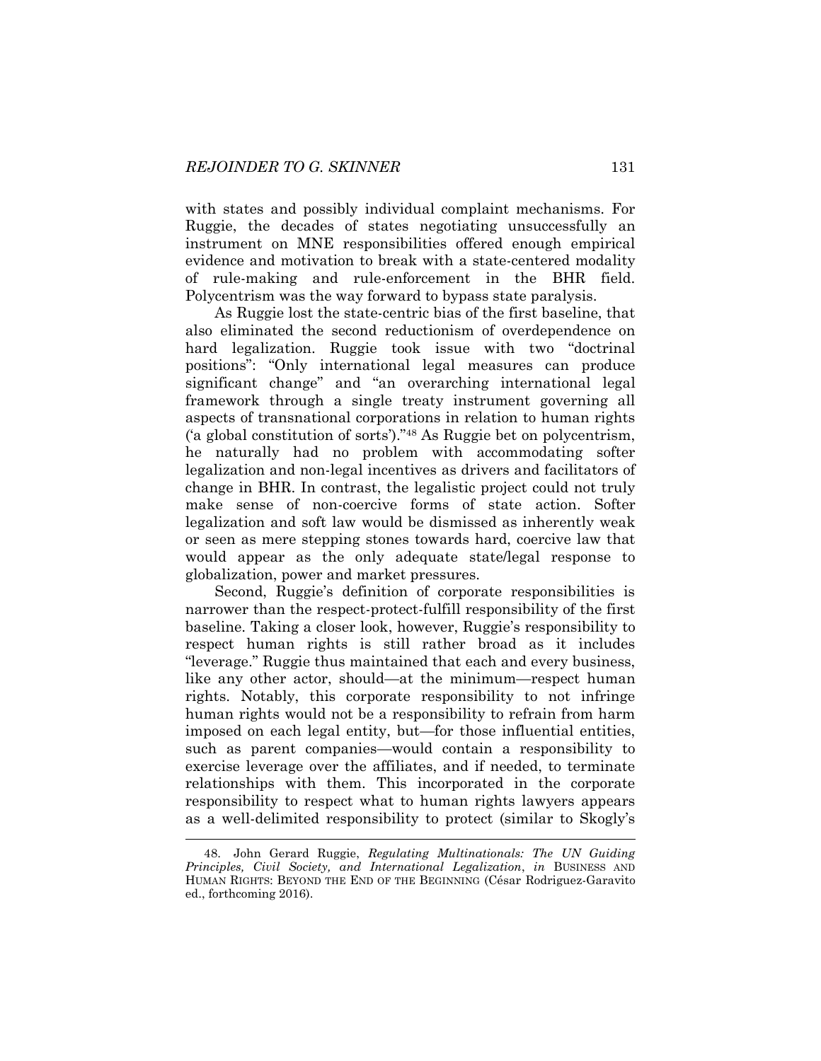with states and possibly individual complaint mechanisms. For Ruggie, the decades of states negotiating unsuccessfully an instrument on MNE responsibilities offered enough empirical evidence and motivation to break with a state-centered modality of rule-making and rule-enforcement in the BHR field. Polycentrism was the way forward to bypass state paralysis.

As Ruggie lost the state-centric bias of the first baseline, that also eliminated the second reductionism of overdependence on hard legalization. Ruggie took issue with two "doctrinal positions": "Only international legal measures can produce significant change" and "an overarching international legal framework through a single treaty instrument governing all aspects of transnational corporations in relation to human rights ('a global constitution of sorts')."[48] As Ruggie bet on polycentrism, he naturally had no problem with accommodating softer legalization and non-legal incentives as drivers and facilitators of change in BHR. In contrast, the legalistic project could not truly make sense of non-coercive forms of state action. Softer legalization and soft law would be dismissed as inherently weak or seen as mere stepping stones towards hard, coercive law that would appear as the only adequate state/legal response to globalization, power and market pressures.

Second, Ruggie's definition of corporate responsibilities is narrower than the respect-protect-fulfill responsibility of the first baseline. Taking a closer look, however, Ruggie's responsibility to respect human rights is still rather broad as it includes "leverage." Ruggie thus maintained that each and every business, like any other actor, should—at the minimum—respect human rights. Notably, this corporate responsibility to not infringe human rights would not be a responsibility to refrain from harm imposed on each legal entity, but—for those influential entities, such as parent companies—would contain a responsibility to exercise leverage over the affiliates, and if needed, to terminate relationships with them. This incorporated in the corporate responsibility to respect what to human rights lawyers appears as a well-delimited responsibility to protect (similar to Skogly's

---

48. John Gerard Ruggie, *Regulating Multinationals: The UN Guiding Principles, Civil Society, and International Legalization*, *in* BUSINESS AND HUMAN RIGHTS: BEYOND THE END OF THE BEGINNING (César Rodriguez-Garavito ed., forthcoming 2016).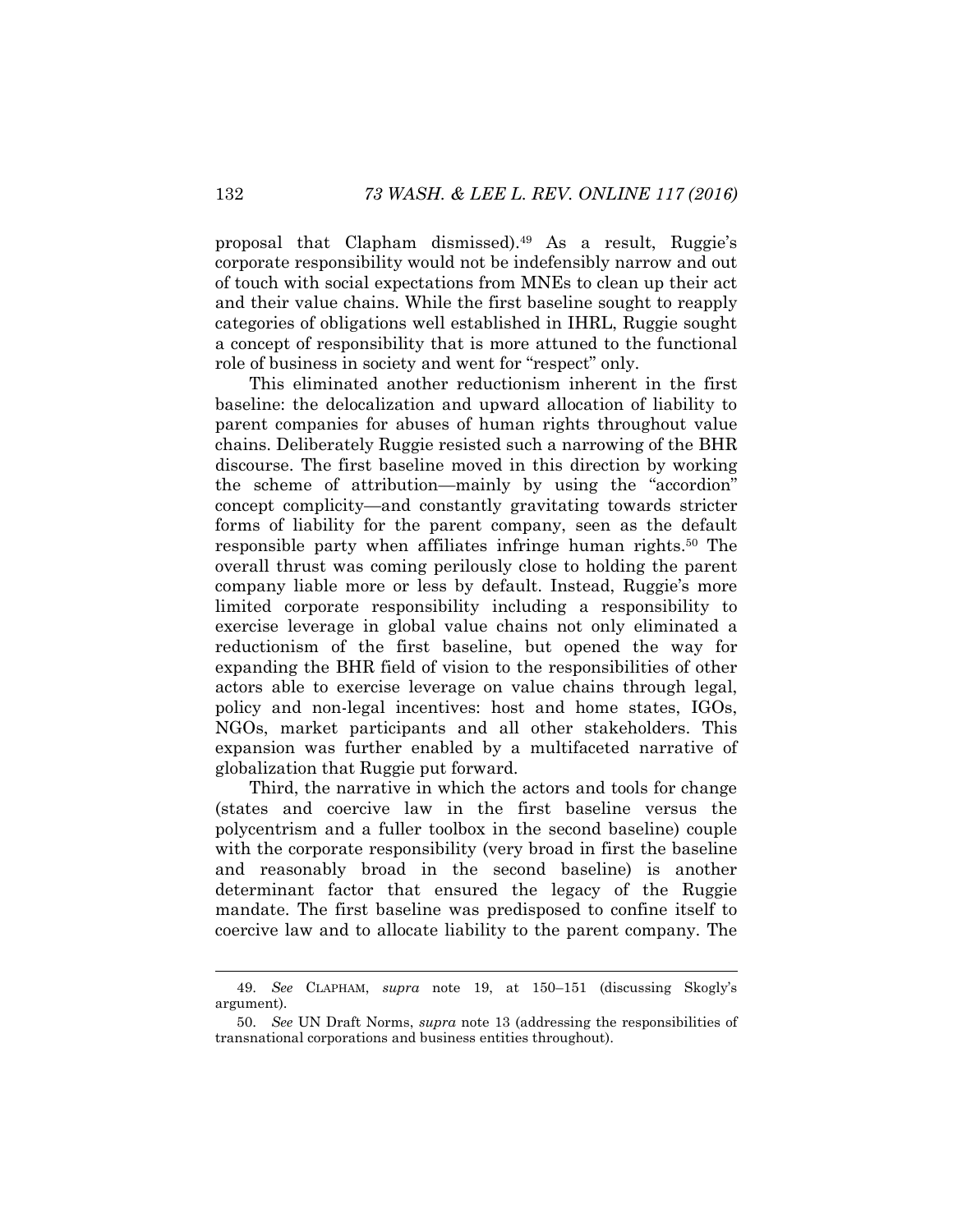proposal that Clapham dismissed).[49] As a result, Ruggie's corporate responsibility would not be indefensibly narrow and out of touch with social expectations from MNEs to clean up their act and their value chains. While the first baseline sought to reapply categories of obligations well established in IHRL, Ruggie sought a concept of responsibility that is more attuned to the functional role of business in society and went for "respect" only.

This eliminated another reductionism inherent in the first baseline: the delocalization and upward allocation of liability to parent companies for abuses of human rights throughout value chains. Deliberately Ruggie resisted such a narrowing of the BHR discourse. The first baseline moved in this direction by working the scheme of attribution—mainly by using the "accordion" concept complicity—and constantly gravitating towards stricter forms of liability for the parent company, seen as the default responsible party when affiliates infringe human rights.[50] The overall thrust was coming perilously close to holding the parent company liable more or less by default. Instead, Ruggie's more limited corporate responsibility including a responsibility to exercise leverage in global value chains not only eliminated a reductionism of the first baseline, but opened the way for expanding the BHR field of vision to the responsibilities of other actors able to exercise leverage on value chains through legal, policy and non-legal incentives: host and home states, IGOs, NGOs, market participants and all other stakeholders. This expansion was further enabled by a multifaceted narrative of globalization that Ruggie put forward.

Third, the narrative in which the actors and tools for change (states and coercive law in the first baseline versus the polycentrism and a fuller toolbox in the second baseline) couple with the corporate responsibility (very broad in first the baseline and reasonably broad in the second baseline) is another determinant factor that ensured the legacy of the Ruggie mandate. The first baseline was predisposed to confine itself to coercive law and to allocate liability to the parent company. The

---

49. *See* CLAPHAM, *supra* note 19, at 150–151 (discussing Skogly's argument).

50. *See* UN Draft Norms, *supra* note 13 (addressing the responsibilities of transnational corporations and business entities throughout).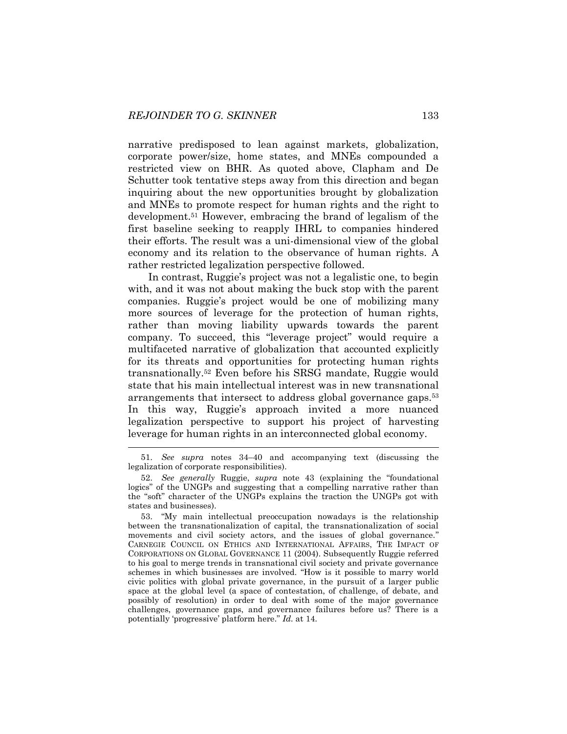narrative predisposed to lean against markets, globalization, corporate power/size, home states, and MNEs compounded a restricted view on BHR. As quoted above, Clapham and De Schutter took tentative steps away from this direction and began inquiring about the new opportunities brought by globalization and MNEs to promote respect for human rights and the right to development.[51] However, embracing the brand of legalism of the first baseline seeking to reapply IHRL to companies hindered their efforts. The result was a uni-dimensional view of the global economy and its relation to the observance of human rights. A rather restricted legalization perspective followed.

In contrast, Ruggie's project was not a legalistic one, to begin with, and it was not about making the buck stop with the parent companies. Ruggie's project would be one of mobilizing many more sources of leverage for the protection of human rights, rather than moving liability upwards towards the parent company. To succeed, this "leverage project" would require a multifaceted narrative of globalization that accounted explicitly for its threats and opportunities for protecting human rights transnationally.[52] Even before his SRSG mandate, Ruggie would state that his main intellectual interest was in new transnational arrangements that intersect to address global governance gaps.[53] In this way, Ruggie's approach invited a more nuanced legalization perspective to support his project of harvesting leverage for human rights in an interconnected global economy.

---

51. *See supra* notes 34–40 and accompanying text (discussing the legalization of corporate responsibilities).

52. *See generally* Ruggie, *supra* note 43 (explaining the "foundational logics" of the UNGPs and suggesting that a compelling narrative rather than the "soft" character of the UNGPs explains the traction the UNGPs got with states and businesses).

53. "My main intellectual preoccupation nowadays is the relationship between the transnationalization of capital, the transnationalization of social movements and civil society actors, and the issues of global governance." CARNEGIE COUNCIL ON ETHICS AND INTERNATIONAL AFFAIRS, THE IMPACT OF CORPORATIONS ON GLOBAL GOVERNANCE 11 (2004). Subsequently Ruggie referred to his goal to merge trends in transnational civil society and private governance schemes in which businesses are involved. "How is it possible to marry world civic politics with global private governance, in the pursuit of a larger public space at the global level (a space of contestation, of challenge, of debate, and possibly of resolution) in order to deal with some of the major governance challenges, governance gaps, and governance failures before us? There is a potentially 'progressive' platform here." *Id.* at 14.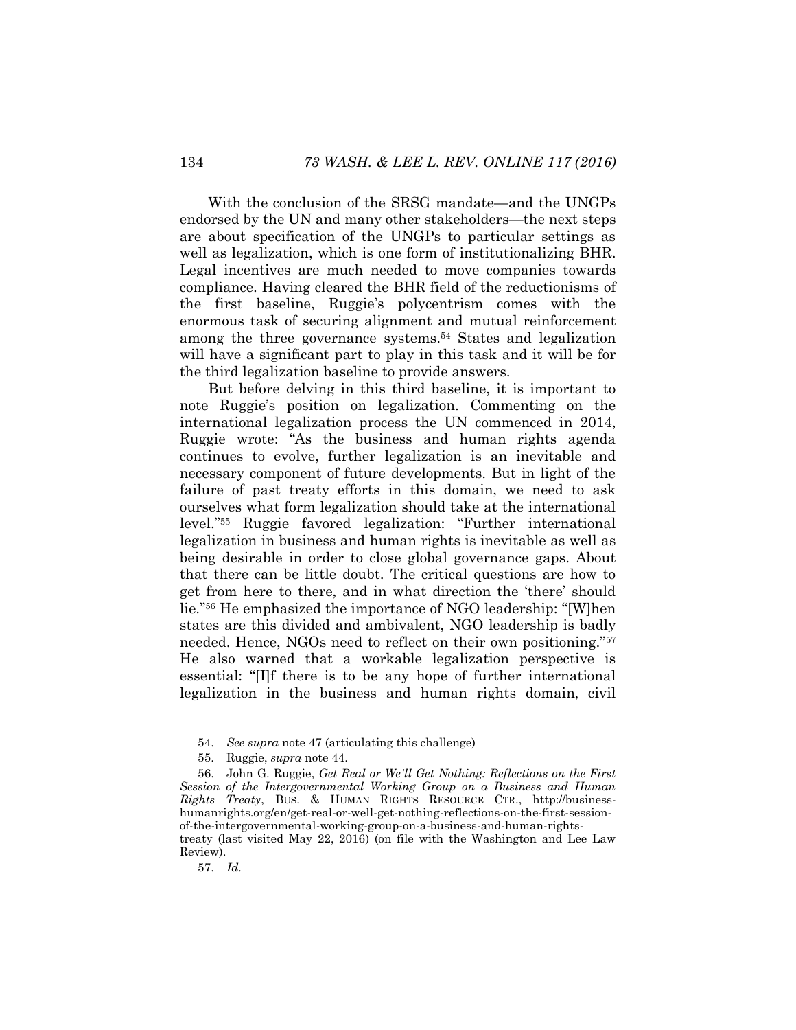With the conclusion of the SRSG mandate—and the UNGPs endorsed by the UN and many other stakeholders—the next steps are about specification of the UNGPs to particular settings as well as legalization, which is one form of institutionalizing BHR. Legal incentives are much needed to move companies towards compliance. Having cleared the BHR field of the reductionisms of the first baseline, Ruggie's polycentrism comes with the enormous task of securing alignment and mutual reinforcement among the three governance systems.[54] States and legalization will have a significant part to play in this task and it will be for the third legalization baseline to provide answers.

But before delving in this third baseline, it is important to note Ruggie's position on legalization. Commenting on the international legalization process the UN commenced in 2014, Ruggie wrote: "As the business and human rights agenda continues to evolve, further legalization is an inevitable and necessary component of future developments. But in light of the failure of past treaty efforts in this domain, we need to ask ourselves what form legalization should take at the international level."[55] Ruggie favored legalization: "Further international legalization in business and human rights is inevitable as well as being desirable in order to close global governance gaps. About that there can be little doubt. The critical questions are how to get from here to there, and in what direction the 'there' should lie."[56] He emphasized the importance of NGO leadership: "[W]hen states are this divided and ambivalent, NGO leadership is badly needed. Hence, NGOs need to reflect on their own positioning."[57] He also warned that a workable legalization perspective is essential: "[I]f there is to be any hope of further international legalization in the business and human rights domain, civil

---

54. *See supra* note 47 (articulating this challenge)

55. Ruggie, *supra* note 44.

56. John G. Ruggie, *Get Real or We'll Get Nothing: Reflections on the First Session of the Intergovernmental Working Group on a Business and Human Rights Treaty*, BUS. & HUMAN RIGHTS RESOURCE CTR., http://business-humanrights.org/en/get-real-or-well-get-nothing-reflections-on-the-first-session-of-the-intergovernmental-working-group-on-a-business-and-human-rights-treaty (last visited May 22, 2016) (on file with the Washington and Lee Law Review).

57. *Id.*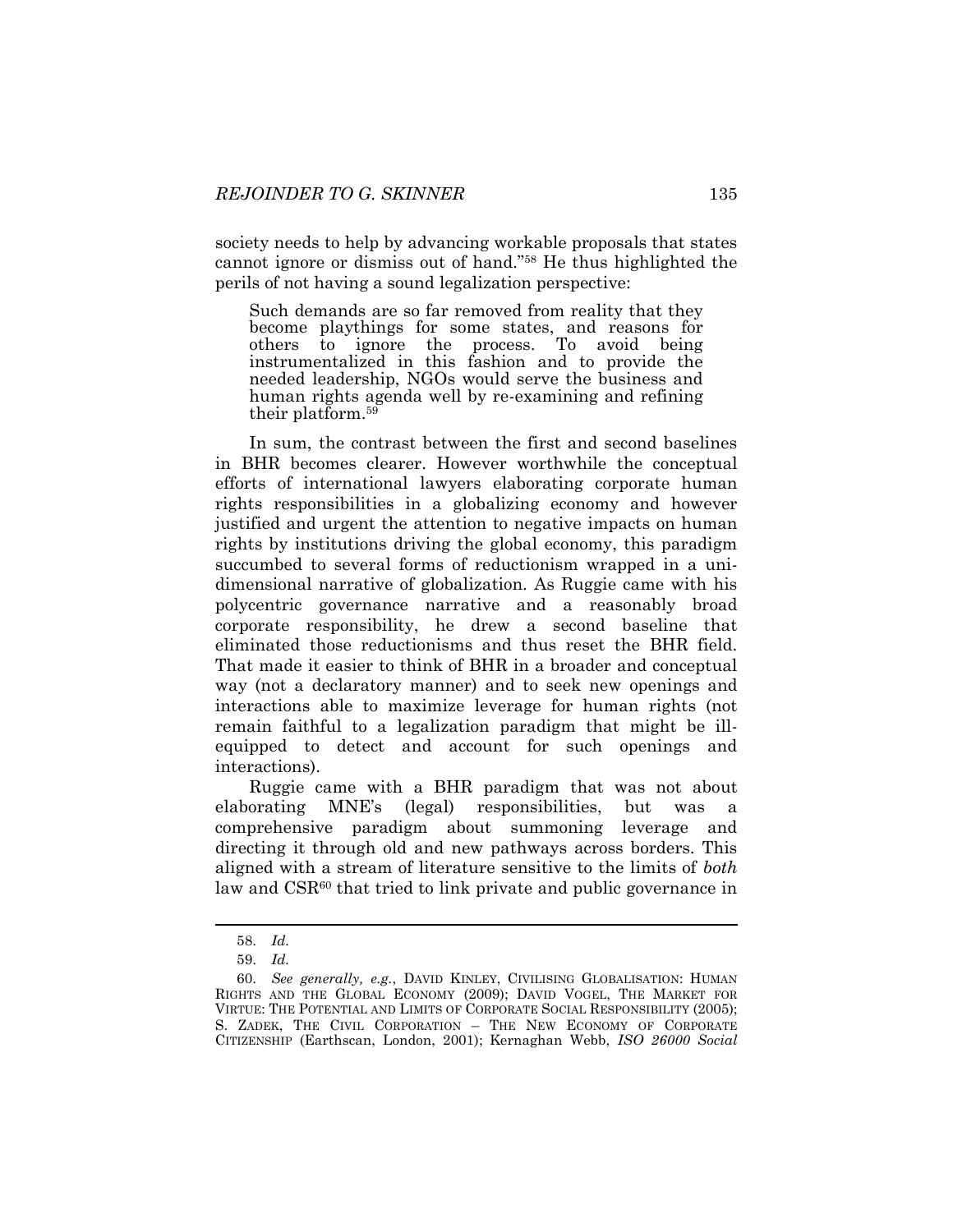society needs to help by advancing workable proposals that states cannot ignore or dismiss out of hand."[58] He thus highlighted the perils of not having a sound legalization perspective:

> Such demands are so far removed from reality that they become playthings for some states, and reasons for others to ignore the process. To avoid being instrumentalized in this fashion and to provide the needed leadership, NGOs would serve the business and human rights agenda well by re-examining and refining their platform.[59]

In sum, the contrast between the first and second baselines in BHR becomes clearer. However worthwhile the conceptual efforts of international lawyers elaborating corporate human rights responsibilities in a globalizing economy and however justified and urgent the attention to negative impacts on human rights by institutions driving the global economy, this paradigm succumbed to several forms of reductionism wrapped in a uni-dimensional narrative of globalization. As Ruggie came with his polycentric governance narrative and a reasonably broad corporate responsibility, he drew a second baseline that eliminated those reductionisms and thus reset the BHR field. That made it easier to think of BHR in a broader and conceptual way (not a declaratory manner) and to seek new openings and interactions able to maximize leverage for human rights (not remain faithful to a legalization paradigm that might be ill-equipped to detect and account for such openings and interactions).

Ruggie came with a BHR paradigm that was not about elaborating MNE's (legal) responsibilities, but was a comprehensive paradigm about summoning leverage and directing it through old and new pathways across borders. This aligned with a stream of literature sensitive to the limits of *both* law and CSR[60] that tried to link private and public governance in

---

58. *Id.*

59. *Id.*

60. *See generally, e.g.*, DAVID KINLEY, CIVILISING GLOBALISATION: HUMAN RIGHTS AND THE GLOBAL ECONOMY (2009); DAVID VOGEL, THE MARKET FOR VIRTUE: THE POTENTIAL AND LIMITS OF CORPORATE SOCIAL RESPONSIBILITY (2005); S. ZADEK, THE CIVIL CORPORATION – THE NEW ECONOMY OF CORPORATE CITIZENSHIP (Earthscan, London, 2001); Kernaghan Webb, *ISO 26000 Social*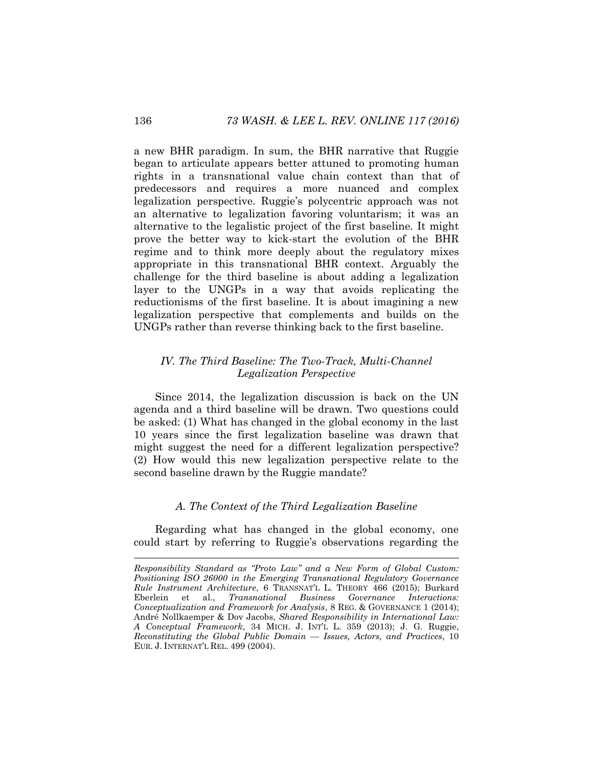a new BHR paradigm. In sum, the BHR narrative that Ruggie began to articulate appears better attuned to promoting human rights in a transnational value chain context than that of predecessors and requires a more nuanced and complex legalization perspective. Ruggie's polycentric approach was not an alternative to legalization favoring voluntarism; it was an alternative to the legalistic project of the first baseline. It might prove the better way to kick-start the evolution of the BHR regime and to think more deeply about the regulatory mixes appropriate in this transnational BHR context. Arguably the challenge for the third baseline is about adding a legalization layer to the UNGPs in a way that avoids replicating the reductionisms of the first baseline. It is about imagining a new legalization perspective that complements and builds on the UNGPs rather than reverse thinking back to the first baseline.

## *IV. The Third Baseline: The Two-Track, Multi-Channel Legalization Perspective*

Since 2014, the legalization discussion is back on the UN agenda and a third baseline will be drawn. Two questions could be asked: (1) What has changed in the global economy in the last 10 years since the first legalization baseline was drawn that might suggest the need for a different legalization perspective? (2) How would this new legalization perspective relate to the second baseline drawn by the Ruggie mandate?

### *A. The Context of the Third Legalization Baseline*

Regarding what has changed in the global economy, one could start by referring to Ruggie's observations regarding the

---

*Responsibility Standard as "Proto Law" and a New Form of Global Custom: Positioning ISO 26000 in the Emerging Transnational Regulatory Governance Rule Instrument Architecture*, 6 TRANSNAT'L L. THEORY 466 (2015); Burkard Eberlein et al., *Transnational Business Governance Interactions: Conceptualization and Framework for Analysis*, 8 REG. & GOVERNANCE 1 (2014); André Nollkaemper & Dov Jacobs, *Shared Responsibility in International Law: A Conceptual Framework*, 34 MICH. J. INT'L L. 359 (2013); J. G. Ruggie, *Reconstituting the Global Public Domain — Issues, Actors, and Practices*, 10 EUR. J. INTERNAT'L REL. 499 (2004).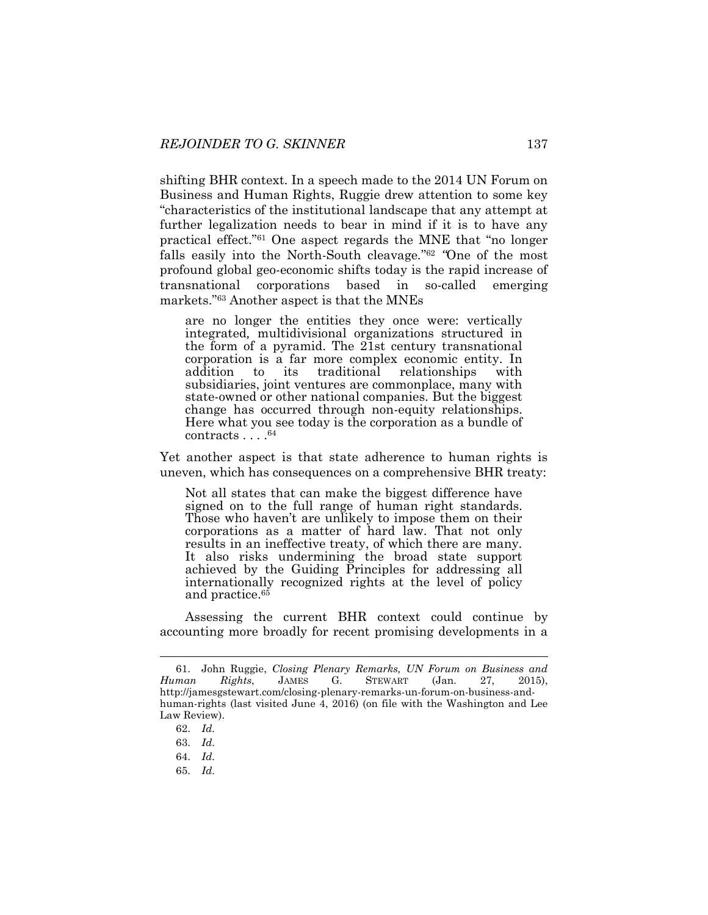shifting BHR context. In a speech made to the 2014 UN Forum on Business and Human Rights, Ruggie drew attention to some key "characteristics of the institutional landscape that any attempt at further legalization needs to bear in mind if it is to have any practical effect."[61] One aspect regards the MNE that "no longer falls easily into the North-South cleavage."[62] "One of the most profound global geo-economic shifts today is the rapid increase of transnational corporations based in so-called emerging markets."[63] Another aspect is that the MNEs

> are no longer the entities they once were: vertically integrated, multidivisional organizations structured in the form of a pyramid. The 21st century transnational corporation is a far more complex economic entity. In addition to its traditional relationships with subsidiaries, joint ventures are commonplace, many with state-owned or other national companies. But the biggest change has occurred through non-equity relationships. Here what you see today is the corporation as a bundle of contracts . . . .[64]

Yet another aspect is that state adherence to human rights is uneven, which has consequences on a comprehensive BHR treaty:

> Not all states that can make the biggest difference have signed on to the full range of human right standards. Those who haven't are unlikely to impose them on their corporations as a matter of hard law. That not only results in an ineffective treaty, of which there are many. It also risks undermining the broad state support achieved by the Guiding Principles for addressing all internationally recognized rights at the level of policy and practice.[65]

Assessing the current BHR context could continue by accounting more broadly for recent promising developments in a

---

61. John Ruggie, *Closing Plenary Remarks, UN Forum on Business and Human Rights*, JAMES G. STEWART (Jan. 27, 2015), http://jamesgstewart.com/closing-plenary-remarks-un-forum-on-business-and-human-rights (last visited June 4, 2016) (on file with the Washington and Lee Law Review).

62. *Id.*

63. *Id.*

64. *Id.*

65. *Id.*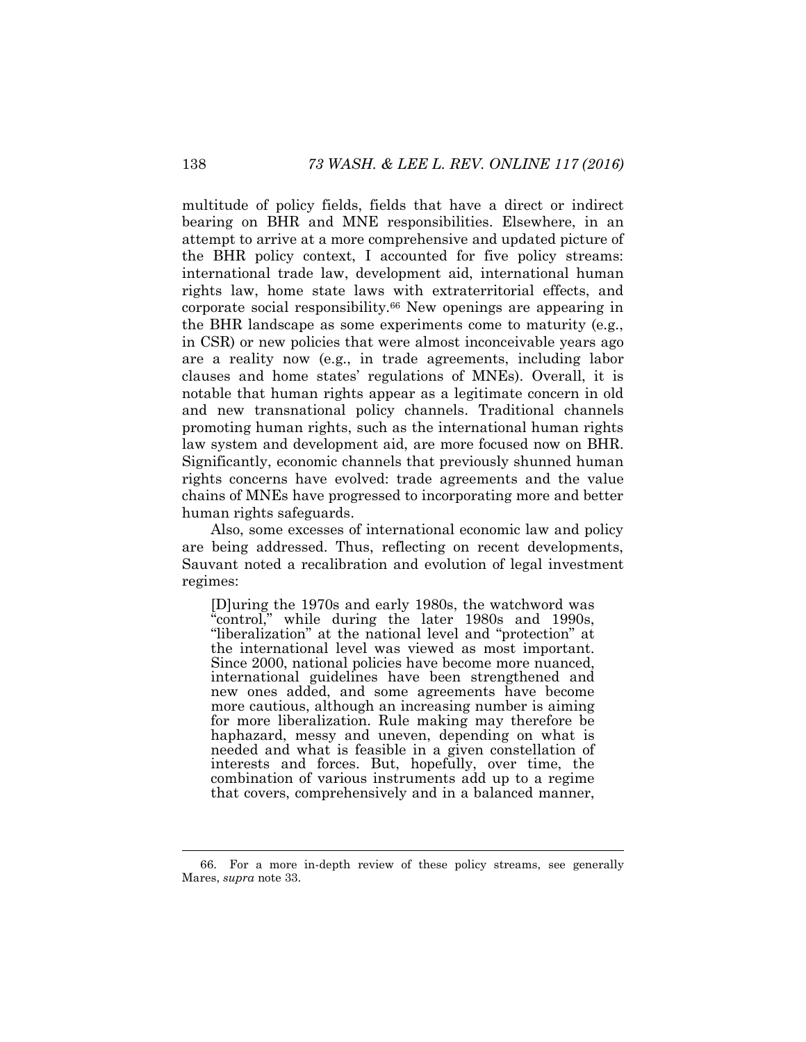multitude of policy fields, fields that have a direct or indirect bearing on BHR and MNE responsibilities. Elsewhere, in an attempt to arrive at a more comprehensive and updated picture of the BHR policy context, I accounted for five policy streams: international trade law, development aid, international human rights law, home state laws with extraterritorial effects, and corporate social responsibility.[66] New openings are appearing in the BHR landscape as some experiments come to maturity (e.g., in CSR) or new policies that were almost inconceivable years ago are a reality now (e.g., in trade agreements, including labor clauses and home states' regulations of MNEs). Overall, it is notable that human rights appear as a legitimate concern in old and new transnational policy channels. Traditional channels promoting human rights, such as the international human rights law system and development aid, are more focused now on BHR. Significantly, economic channels that previously shunned human rights concerns have evolved: trade agreements and the value chains of MNEs have progressed to incorporating more and better human rights safeguards.

Also, some excesses of international economic law and policy are being addressed. Thus, reflecting on recent developments, Sauvant noted a recalibration and evolution of legal investment regimes:

> [D]uring the 1970s and early 1980s, the watchword was "control," while during the later 1980s and 1990s, "liberalization" at the national level and "protection" at the international level was viewed as most important. Since 2000, national policies have become more nuanced, international guidelines have been strengthened and new ones added, and some agreements have become more cautious, although an increasing number is aiming for more liberalization. Rule making may therefore be haphazard, messy and uneven, depending on what is needed and what is feasible in a given constellation of interests and forces. But, hopefully, over time, the combination of various instruments add up to a regime that covers, comprehensively and in a balanced manner,

---

66. For a more in-depth review of these policy streams, see generally Mares, *supra* note 33.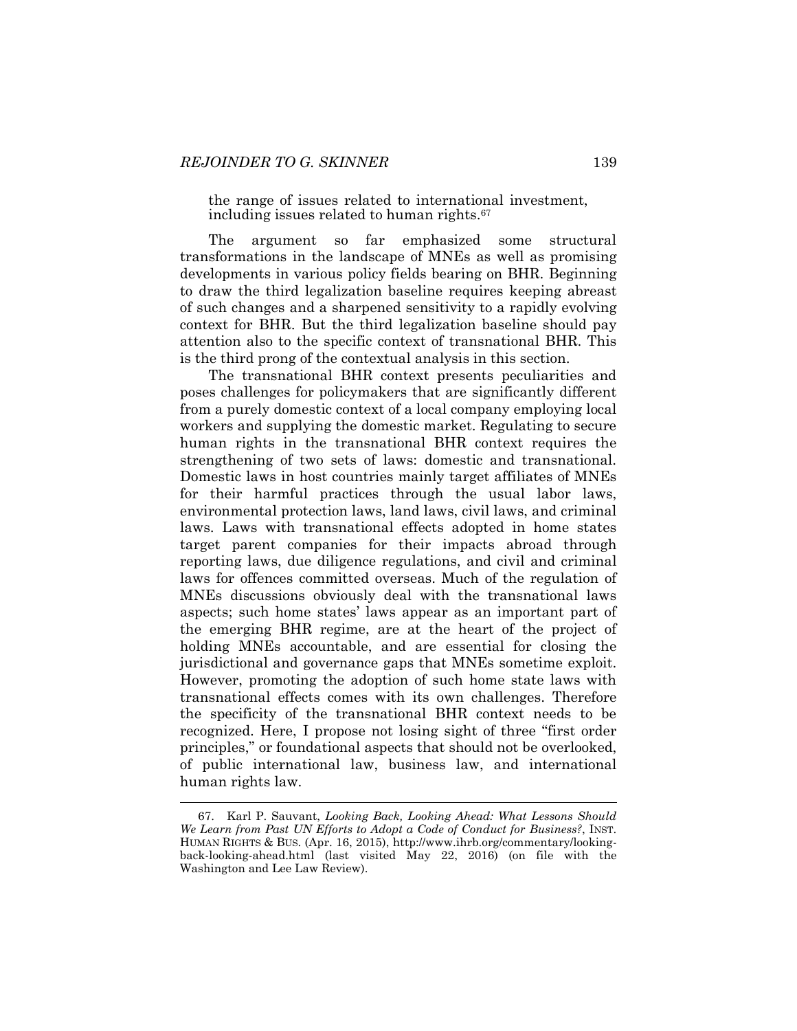the range of issues related to international investment, including issues related to human rights.[67]

The argument so far emphasized some structural transformations in the landscape of MNEs as well as promising developments in various policy fields bearing on BHR. Beginning to draw the third legalization baseline requires keeping abreast of such changes and a sharpened sensitivity to a rapidly evolving context for BHR. But the third legalization baseline should pay attention also to the specific context of transnational BHR. This is the third prong of the contextual analysis in this section.

The transnational BHR context presents peculiarities and poses challenges for policymakers that are significantly different from a purely domestic context of a local company employing local workers and supplying the domestic market. Regulating to secure human rights in the transnational BHR context requires the strengthening of two sets of laws: domestic and transnational. Domestic laws in host countries mainly target affiliates of MNEs for their harmful practices through the usual labor laws, environmental protection laws, land laws, civil laws, and criminal laws. Laws with transnational effects adopted in home states target parent companies for their impacts abroad through reporting laws, due diligence regulations, and civil and criminal laws for offences committed overseas. Much of the regulation of MNEs discussions obviously deal with the transnational laws aspects; such home states' laws appear as an important part of the emerging BHR regime, are at the heart of the project of holding MNEs accountable, and are essential for closing the jurisdictional and governance gaps that MNEs sometime exploit. However, promoting the adoption of such home state laws with transnational effects comes with its own challenges. Therefore the specificity of the transnational BHR context needs to be recognized. Here, I propose not losing sight of three "first order principles," or foundational aspects that should not be overlooked, of public international law, business law, and international human rights law.

---

67. Karl P. Sauvant, *Looking Back, Looking Ahead: What Lessons Should We Learn from Past UN Efforts to Adopt a Code of Conduct for Business?*, INST. HUMAN RIGHTS & BUS. (Apr. 16, 2015), http://www.ihrb.org/commentary/looking-back-looking-ahead.html (last visited May 22, 2016) (on file with the Washington and Lee Law Review).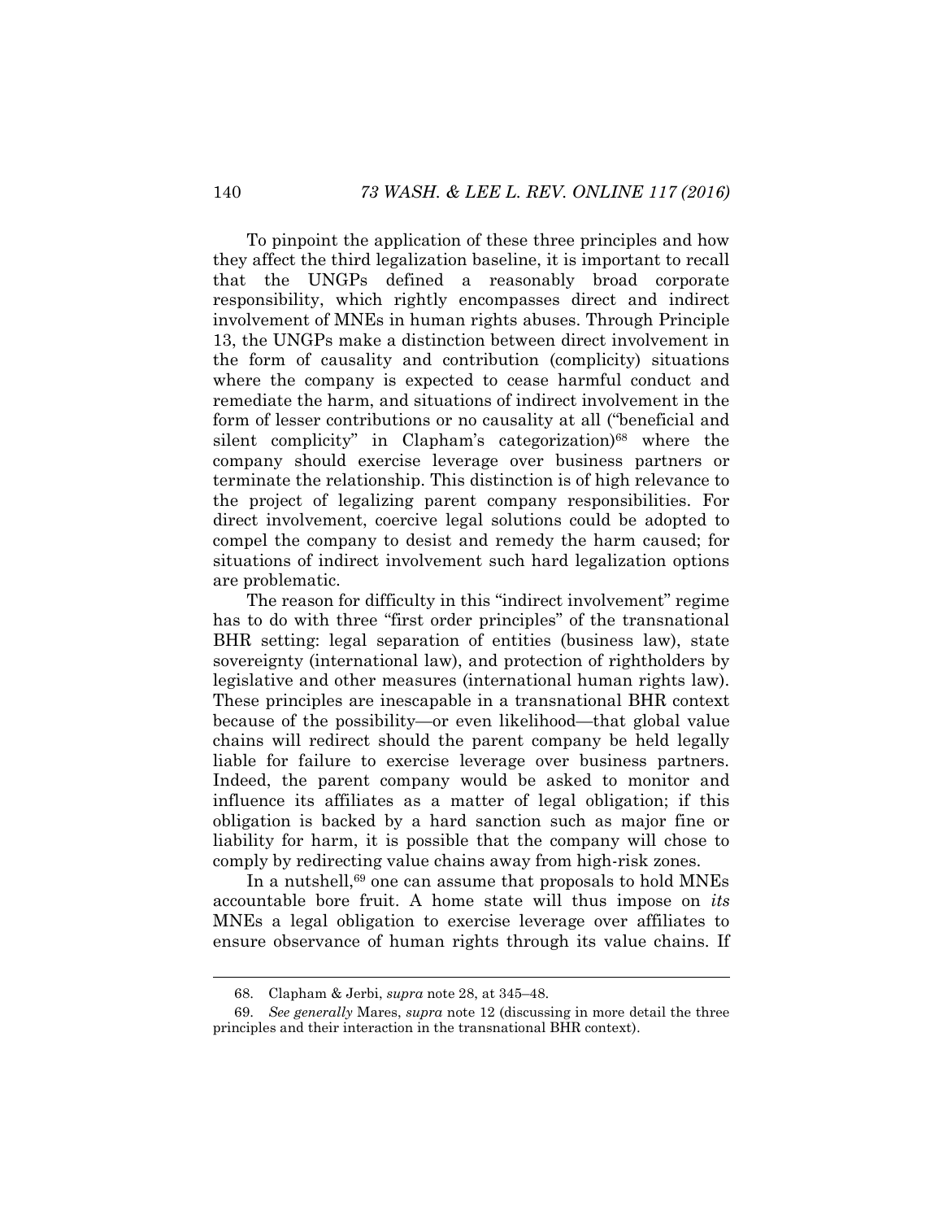To pinpoint the application of these three principles and how they affect the third legalization baseline, it is important to recall that the UNGPs defined a reasonably broad corporate responsibility, which rightly encompasses direct and indirect involvement of MNEs in human rights abuses. Through Principle 13, the UNGPs make a distinction between direct involvement in the form of causality and contribution (complicity) situations where the company is expected to cease harmful conduct and remediate the harm, and situations of indirect involvement in the form of lesser contributions or no causality at all ("beneficial and silent complicity" in Clapham's categorization)[68] where the company should exercise leverage over business partners or terminate the relationship. This distinction is of high relevance to the project of legalizing parent company responsibilities. For direct involvement, coercive legal solutions could be adopted to compel the company to desist and remedy the harm caused; for situations of indirect involvement such hard legalization options are problematic.

The reason for difficulty in this "indirect involvement" regime has to do with three "first order principles" of the transnational BHR setting: legal separation of entities (business law), state sovereignty (international law), and protection of rightholders by legislative and other measures (international human rights law). These principles are inescapable in a transnational BHR context because of the possibility—or even likelihood—that global value chains will redirect should the parent company be held legally liable for failure to exercise leverage over business partners. Indeed, the parent company would be asked to monitor and influence its affiliates as a matter of legal obligation; if this obligation is backed by a hard sanction such as major fine or liability for harm, it is possible that the company will chose to comply by redirecting value chains away from high-risk zones.

In a nutshell,[69] one can assume that proposals to hold MNEs accountable bore fruit. A home state will thus impose on *its* MNEs a legal obligation to exercise leverage over affiliates to ensure observance of human rights through its value chains. If

---

68. Clapham & Jerbi, *supra* note 28, at 345–48.

69. *See generally* Mares, *supra* note 12 (discussing in more detail the three principles and their interaction in the transnational BHR context).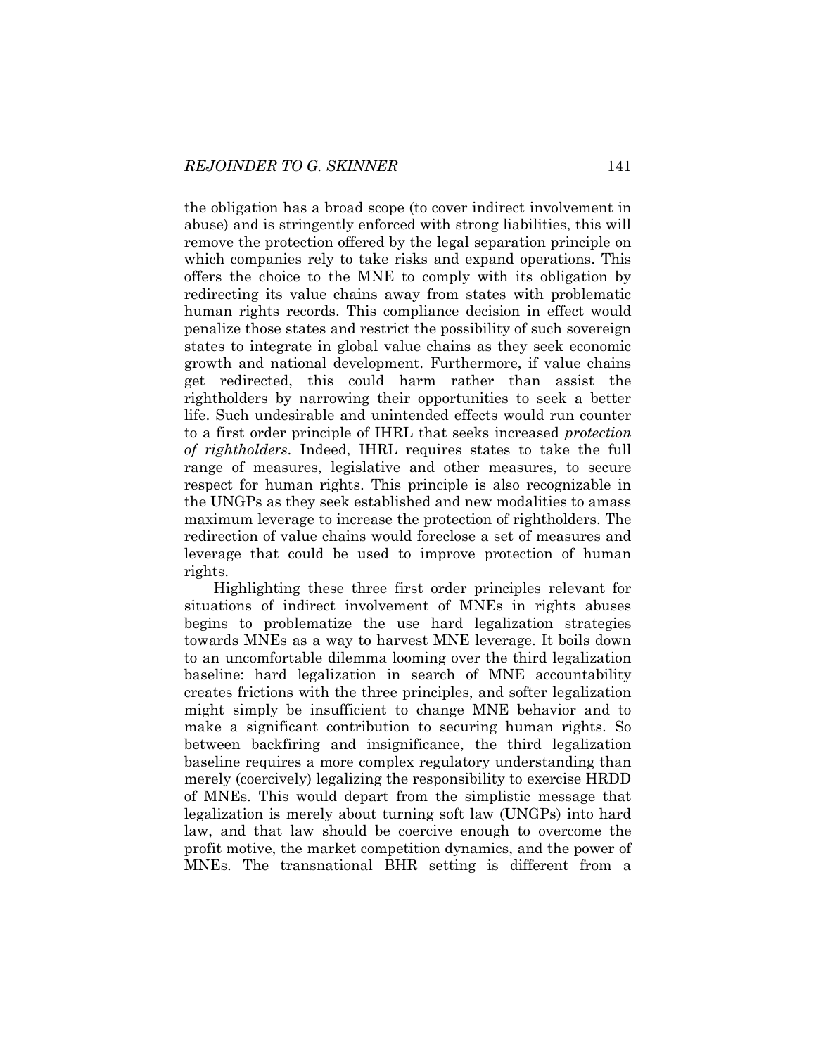the obligation has a broad scope (to cover indirect involvement in abuse) and is stringently enforced with strong liabilities, this will remove the protection offered by the legal separation principle on which companies rely to take risks and expand operations. This offers the choice to the MNE to comply with its obligation by redirecting its value chains away from states with problematic human rights records. This compliance decision in effect would penalize those states and restrict the possibility of such sovereign states to integrate in global value chains as they seek economic growth and national development. Furthermore, if value chains get redirected, this could harm rather than assist the rightholders by narrowing their opportunities to seek a better life. Such undesirable and unintended effects would run counter to a first order principle of IHRL that seeks increased *protection of rightholders*. Indeed, IHRL requires states to take the full range of measures, legislative and other measures, to secure respect for human rights. This principle is also recognizable in the UNGPs as they seek established and new modalities to amass maximum leverage to increase the protection of rightholders. The redirection of value chains would foreclose a set of measures and leverage that could be used to improve protection of human rights.

Highlighting these three first order principles relevant for situations of indirect involvement of MNEs in rights abuses begins to problematize the use hard legalization strategies towards MNEs as a way to harvest MNE leverage. It boils down to an uncomfortable dilemma looming over the third legalization baseline: hard legalization in search of MNE accountability creates frictions with the three principles, and softer legalization might simply be insufficient to change MNE behavior and to make a significant contribution to securing human rights. So between backfiring and insignificance, the third legalization baseline requires a more complex regulatory understanding than merely (coercively) legalizing the responsibility to exercise HRDD of MNEs. This would depart from the simplistic message that legalization is merely about turning soft law (UNGPs) into hard law, and that law should be coercive enough to overcome the profit motive, the market competition dynamics, and the power of MNEs. The transnational BHR setting is different from a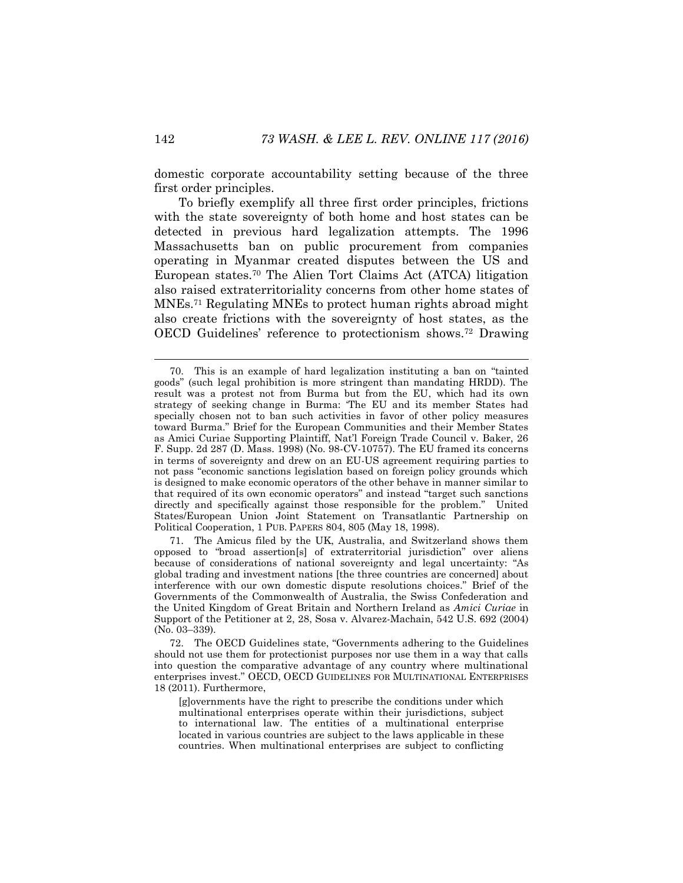domestic corporate accountability setting because of the three first order principles.

To briefly exemplify all three first order principles, frictions with the state sovereignty of both home and host states can be detected in previous hard legalization attempts. The 1996 Massachusetts ban on public procurement from companies operating in Myanmar created disputes between the US and European states.[70] The Alien Tort Claims Act (ATCA) litigation also raised extraterritoriality concerns from other home states of MNEs.[71] Regulating MNEs to protect human rights abroad might also create frictions with the sovereignty of host states, as the OECD Guidelines' reference to protectionism shows.[72] Drawing

---

70. This is an example of hard legalization instituting a ban on "tainted goods" (such legal prohibition is more stringent than mandating HRDD). The result was a protest not from Burma but from the EU, which had its own strategy of seeking change in Burma: 'The EU and its member States had specially chosen not to ban such activities in favor of other policy measures toward Burma." Brief for the European Communities and their Member States as Amici Curiae Supporting Plaintiff, Nat'l Foreign Trade Council v. Baker, 26 F. Supp. 2d 287 (D. Mass. 1998) (No. 98-CV-10757). The EU framed its concerns in terms of sovereignty and drew on an EU-US agreement requiring parties to not pass "economic sanctions legislation based on foreign policy grounds which is designed to make economic operators of the other behave in manner similar to that required of its own economic operators" and instead "target such sanctions directly and specifically against those responsible for the problem." United States/European Union Joint Statement on Transatlantic Partnership on Political Cooperation, 1 PUB. PAPERS 804, 805 (May 18, 1998).

71. The Amicus filed by the UK, Australia, and Switzerland shows them opposed to "broad assertion[s] of extraterritorial jurisdiction" over aliens because of considerations of national sovereignty and legal uncertainty: "As global trading and investment nations [the three countries are concerned] about interference with our own domestic dispute resolutions choices." Brief of the Governments of the Commonwealth of Australia, the Swiss Confederation and the United Kingdom of Great Britain and Northern Ireland as *Amici Curiae* in Support of the Petitioner at 2, 28, Sosa v. Alvarez-Machain, 542 U.S. 692 (2004) (No. 03–339).

72. The OECD Guidelines state, "Governments adhering to the Guidelines should not use them for protectionist purposes nor use them in a way that calls into question the comparative advantage of any country where multinational enterprises invest." OECD, OECD GUIDELINES FOR MULTINATIONAL ENTERPRISES 18 (2011). Furthermore,

> [g]overnments have the right to prescribe the conditions under which multinational enterprises operate within their jurisdictions, subject to international law. The entities of a multinational enterprise located in various countries are subject to the laws applicable in these countries. When multinational enterprises are subject to conflicting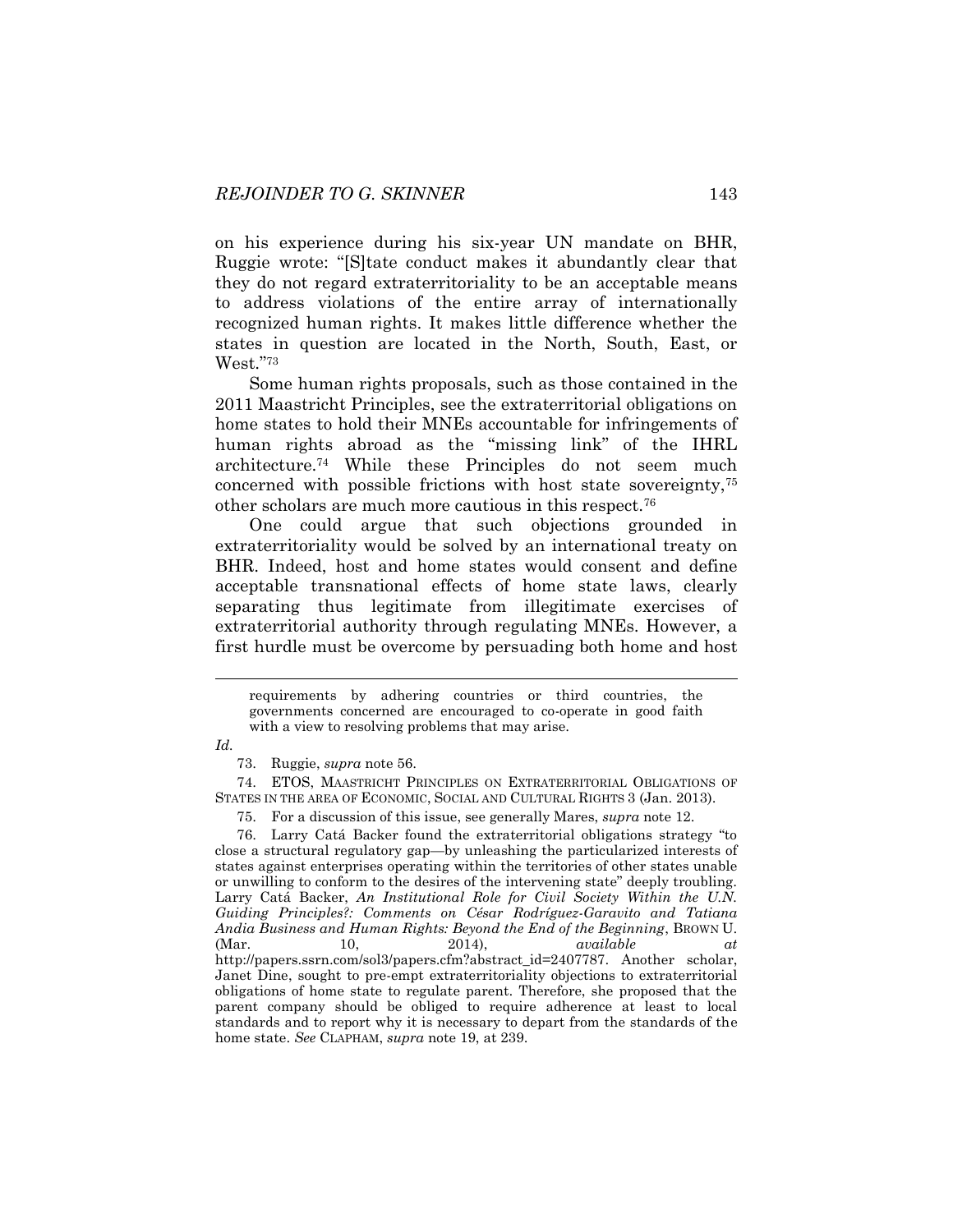on his experience during his six-year UN mandate on BHR, Ruggie wrote: "[S]tate conduct makes it abundantly clear that they do not regard extraterritoriality to be an acceptable means to address violations of the entire array of internationally recognized human rights. It makes little difference whether the states in question are located in the North, South, East, or West."[73]

Some human rights proposals, such as those contained in the 2011 Maastricht Principles, see the extraterritorial obligations on home states to hold their MNEs accountable for infringements of human rights abroad as the "missing link" of the IHRL architecture.[74] While these Principles do not seem much concerned with possible frictions with host state sovereignty,[75] other scholars are much more cautious in this respect.[76]

One could argue that such objections grounded in extraterritoriality would be solved by an international treaty on BHR. Indeed, host and home states would consent and define acceptable transnational effects of home state laws, clearly separating thus legitimate from illegitimate exercises of extraterritorial authority through regulating MNEs. However, a first hurdle must be overcome by persuading both home and host

---

> requirements by adhering countries or third countries, the governments concerned are encouraged to co-operate in good faith with a view to resolving problems that may arise.

*Id.*

73. Ruggie, *supra* note 56.

74. ETOS, MAASTRICHT PRINCIPLES ON EXTRATERRITORIAL OBLIGATIONS OF STATES IN THE AREA OF ECONOMIC, SOCIAL AND CULTURAL RIGHTS 3 (Jan. 2013).

75. For a discussion of this issue, see generally Mares, *supra* note 12.

76. Larry Catá Backer found the extraterritorial obligations strategy "to close a structural regulatory gap—by unleashing the particularized interests of states against enterprises operating within the territories of other states unable or unwilling to conform to the desires of the intervening state" deeply troubling. Larry Catá Backer, *An Institutional Role for Civil Society Within the U.N. Guiding Principles?: Comments on César Rodríguez-Garavito and Tatiana Andia Business and Human Rights: Beyond the End of the Beginning*, BROWN U. (Mar. 10, 2014), *available at* http://papers.ssrn.com/sol3/papers.cfm?abstract_id=2407787. Another scholar, Janet Dine, sought to pre-empt extraterritoriality objections to extraterritorial obligations of home state to regulate parent. Therefore, she proposed that the parent company should be obliged to require adherence at least to local standards and to report why it is necessary to depart from the standards of the home state. *See* CLAPHAM, *supra* note 19, at 239.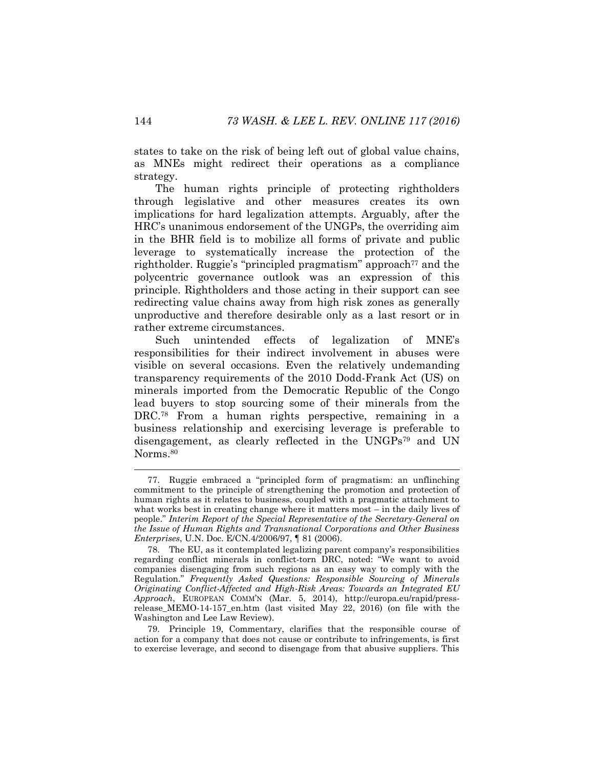states to take on the risk of being left out of global value chains, as MNEs might redirect their operations as a compliance strategy.

The human rights principle of protecting rightholders through legislative and other measures creates its own implications for hard legalization attempts. Arguably, after the HRC's unanimous endorsement of the UNGPs, the overriding aim in the BHR field is to mobilize all forms of private and public leverage to systematically increase the protection of the rightholder. Ruggie's "principled pragmatism" approach[77] and the polycentric governance outlook was an expression of this principle. Rightholders and those acting in their support can see redirecting value chains away from high risk zones as generally unproductive and therefore desirable only as a last resort or in rather extreme circumstances.

Such unintended effects of legalization of MNE's responsibilities for their indirect involvement in abuses were visible on several occasions. Even the relatively undemanding transparency requirements of the 2010 Dodd-Frank Act (US) on minerals imported from the Democratic Republic of the Congo lead buyers to stop sourcing some of their minerals from the DRC.[78] From a human rights perspective, remaining in a business relationship and exercising leverage is preferable to disengagement, as clearly reflected in the UNGPs[79] and UN Norms.[80]

---

77. Ruggie embraced a "principled form of pragmatism: an unflinching commitment to the principle of strengthening the promotion and protection of human rights as it relates to business, coupled with a pragmatic attachment to what works best in creating change where it matters most – in the daily lives of people." *Interim Report of the Special Representative of the Secretary-General on the Issue of Human Rights and Transnational Corporations and Other Business Enterprises*, U.N. Doc. E/CN.4/2006/97, ¶ 81 (2006).

78. The EU, as it contemplated legalizing parent company's responsibilities regarding conflict minerals in conflict-torn DRC, noted: "We want to avoid companies disengaging from such regions as an easy way to comply with the Regulation." *Frequently Asked Questions: Responsible Sourcing of Minerals Originating Conflict-Affected and High-Risk Areas: Towards an Integrated EU Approach*, EUROPEAN COMM'N (Mar. 5, 2014), http://europa.eu/rapid/press-release_MEMO-14-157_en.htm (last visited May 22, 2016) (on file with the Washington and Lee Law Review).

79. Principle 19, Commentary, clarifies that the responsible course of action for a company that does not cause or contribute to infringements, is first to exercise leverage, and second to disengage from that abusive suppliers. This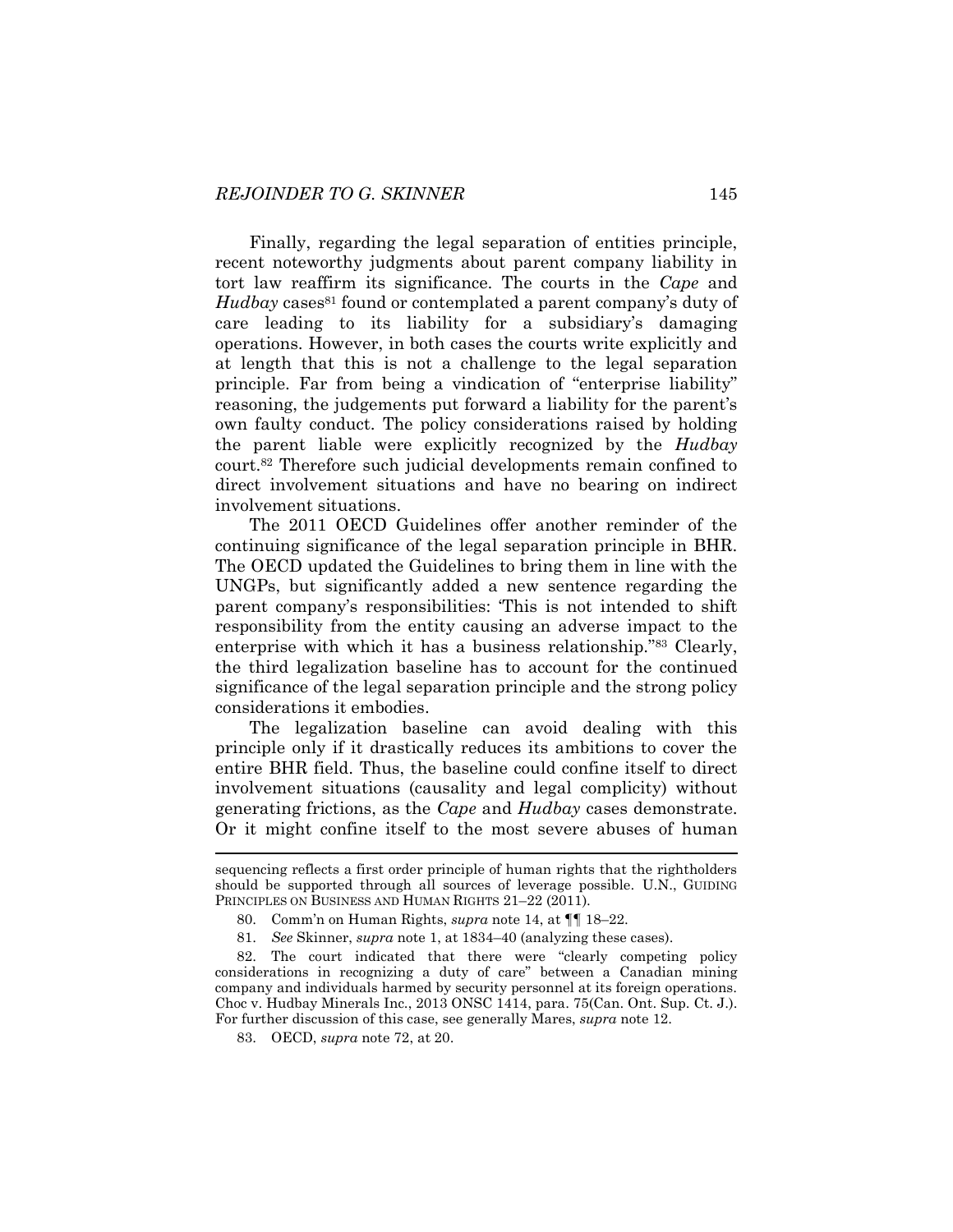Finally, regarding the legal separation of entities principle, recent noteworthy judgments about parent company liability in tort law reaffirm its significance. The courts in the *Cape* and *Hudbay* cases[81] found or contemplated a parent company's duty of care leading to its liability for a subsidiary's damaging operations. However, in both cases the courts write explicitly and at length that this is not a challenge to the legal separation principle. Far from being a vindication of "enterprise liability" reasoning, the judgements put forward a liability for the parent's own faulty conduct. The policy considerations raised by holding the parent liable were explicitly recognized by the *Hudbay* court.[82] Therefore such judicial developments remain confined to direct involvement situations and have no bearing on indirect involvement situations.

The 2011 OECD Guidelines offer another reminder of the continuing significance of the legal separation principle in BHR. The OECD updated the Guidelines to bring them in line with the UNGPs, but significantly added a new sentence regarding the parent company's responsibilities: 'This is not intended to shift responsibility from the entity causing an adverse impact to the enterprise with which it has a business relationship."[83] Clearly, the third legalization baseline has to account for the continued significance of the legal separation principle and the strong policy considerations it embodies.

The legalization baseline can avoid dealing with this principle only if it drastically reduces its ambitions to cover the entire BHR field. Thus, the baseline could confine itself to direct involvement situations (causality and legal complicity) without generating frictions, as the *Cape* and *Hudbay* cases demonstrate. Or it might confine itself to the most severe abuses of human

---

sequencing reflects a first order principle of human rights that the rightholders should be supported through all sources of leverage possible. U.N., GUIDING PRINCIPLES ON BUSINESS AND HUMAN RIGHTS 21–22 (2011).

80. Comm'n on Human Rights, *supra* note 14, at ¶¶ 18–22.

81. *See* Skinner, *supra* note 1, at 1834–40 (analyzing these cases).

82. The court indicated that there were "clearly competing policy considerations in recognizing a duty of care" between a Canadian mining company and individuals harmed by security personnel at its foreign operations. Choc v. Hudbay Minerals Inc., 2013 ONSC 1414, para. 75(Can. Ont. Sup. Ct. J.). For further discussion of this case, see generally Mares, *supra* note 12.

83. OECD, *supra* note 72, at 20.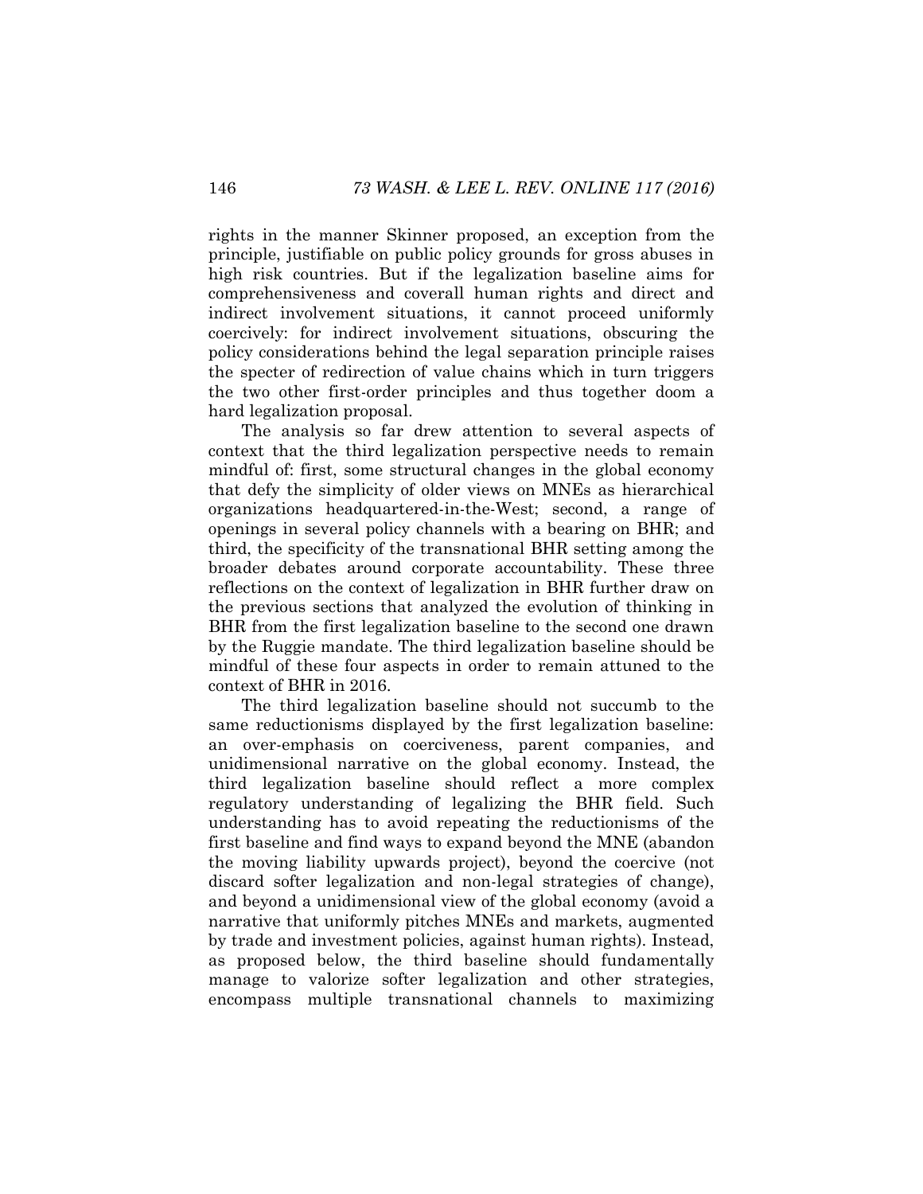rights in the manner Skinner proposed, an exception from the principle, justifiable on public policy grounds for gross abuses in high risk countries. But if the legalization baseline aims for comprehensiveness and coverall human rights and direct and indirect involvement situations, it cannot proceed uniformly coercively: for indirect involvement situations, obscuring the policy considerations behind the legal separation principle raises the specter of redirection of value chains which in turn triggers the two other first-order principles and thus together doom a hard legalization proposal.

The analysis so far drew attention to several aspects of context that the third legalization perspective needs to remain mindful of: first, some structural changes in the global economy that defy the simplicity of older views on MNEs as hierarchical organizations headquartered-in-the-West; second, a range of openings in several policy channels with a bearing on BHR; and third, the specificity of the transnational BHR setting among the broader debates around corporate accountability. These three reflections on the context of legalization in BHR further draw on the previous sections that analyzed the evolution of thinking in BHR from the first legalization baseline to the second one drawn by the Ruggie mandate. The third legalization baseline should be mindful of these four aspects in order to remain attuned to the context of BHR in 2016.

The third legalization baseline should not succumb to the same reductionisms displayed by the first legalization baseline: an over-emphasis on coerciveness, parent companies, and unidimensional narrative on the global economy. Instead, the third legalization baseline should reflect a more complex regulatory understanding of legalizing the BHR field. Such understanding has to avoid repeating the reductionisms of the first baseline and find ways to expand beyond the MNE (abandon the moving liability upwards project), beyond the coercive (not discard softer legalization and non-legal strategies of change), and beyond a unidimensional view of the global economy (avoid a narrative that uniformly pitches MNEs and markets, augmented by trade and investment policies, against human rights). Instead, as proposed below, the third baseline should fundamentally manage to valorize softer legalization and other strategies, encompass multiple transnational channels to maximizing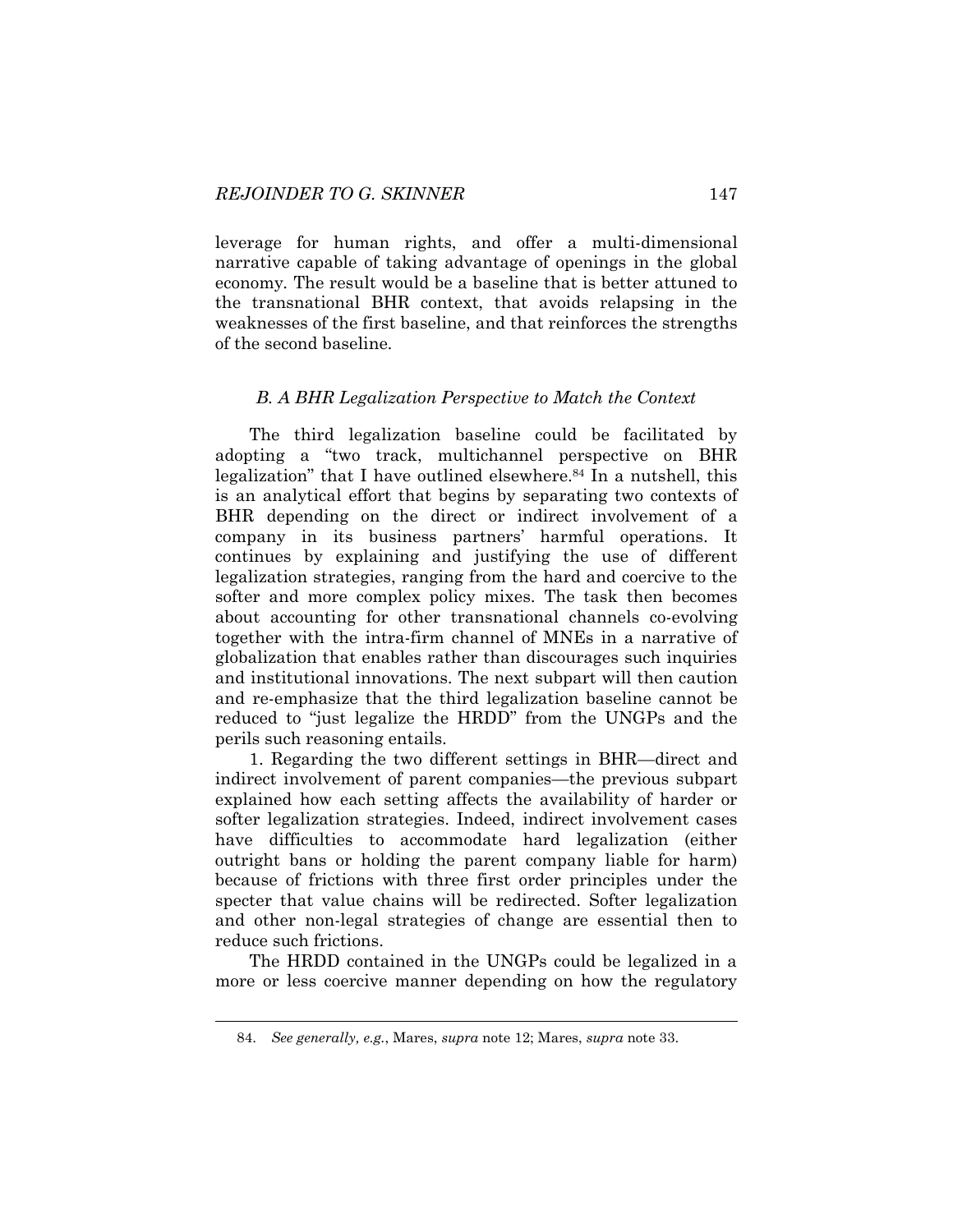leverage for human rights, and offer a multi-dimensional narrative capable of taking advantage of openings in the global economy. The result would be a baseline that is better attuned to the transnational BHR context, that avoids relapsing in the weaknesses of the first baseline, and that reinforces the strengths of the second baseline.

### *B. A BHR Legalization Perspective to Match the Context*

The third legalization baseline could be facilitated by adopting a "two track, multichannel perspective on BHR legalization" that I have outlined elsewhere.[84] In a nutshell, this is an analytical effort that begins by separating two contexts of BHR depending on the direct or indirect involvement of a company in its business partners' harmful operations. It continues by explaining and justifying the use of different legalization strategies, ranging from the hard and coercive to the softer and more complex policy mixes. The task then becomes about accounting for other transnational channels co-evolving together with the intra-firm channel of MNEs in a narrative of globalization that enables rather than discourages such inquiries and institutional innovations. The next subpart will then caution and re-emphasize that the third legalization baseline cannot be reduced to "just legalize the HRDD" from the UNGPs and the perils such reasoning entails.

1. Regarding the two different settings in BHR—direct and indirect involvement of parent companies—the previous subpart explained how each setting affects the availability of harder or softer legalization strategies. Indeed, indirect involvement cases have difficulties to accommodate hard legalization (either outright bans or holding the parent company liable for harm) because of frictions with three first order principles under the specter that value chains will be redirected. Softer legalization and other non-legal strategies of change are essential then to reduce such frictions.

The HRDD contained in the UNGPs could be legalized in a more or less coercive manner depending on how the regulatory

---

84. *See generally, e.g.*, Mares, *supra* note 12; Mares, *supra* note 33.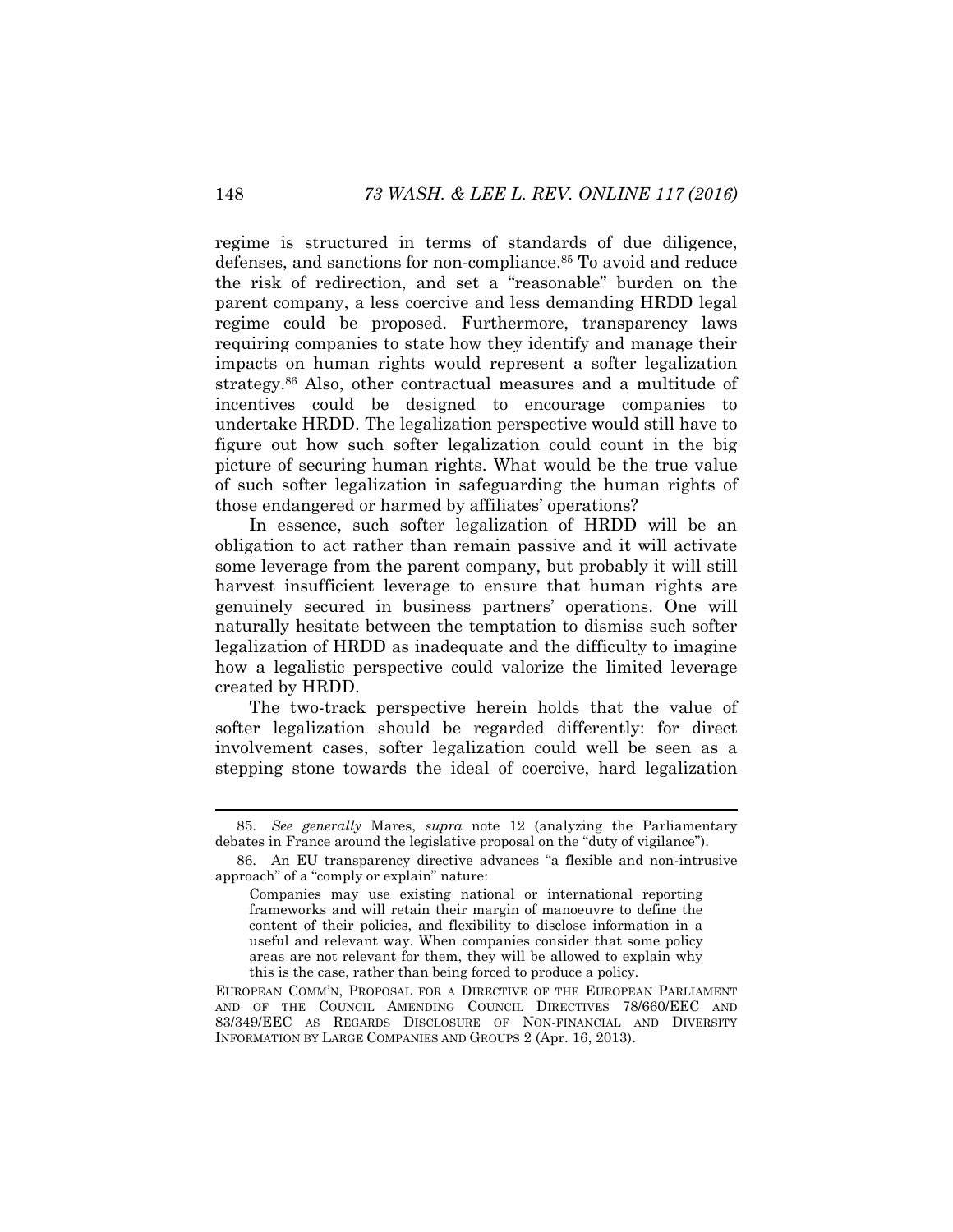regime is structured in terms of standards of due diligence, defenses, and sanctions for non-compliance.[85] To avoid and reduce the risk of redirection, and set a "reasonable" burden on the parent company, a less coercive and less demanding HRDD legal regime could be proposed. Furthermore, transparency laws requiring companies to state how they identify and manage their impacts on human rights would represent a softer legalization strategy.[86] Also, other contractual measures and a multitude of incentives could be designed to encourage companies to undertake HRDD. The legalization perspective would still have to figure out how such softer legalization could count in the big picture of securing human rights. What would be the true value of such softer legalization in safeguarding the human rights of those endangered or harmed by affiliates' operations?

In essence, such softer legalization of HRDD will be an obligation to act rather than remain passive and it will activate some leverage from the parent company, but probably it will still harvest insufficient leverage to ensure that human rights are genuinely secured in business partners' operations. One will naturally hesitate between the temptation to dismiss such softer legalization of HRDD as inadequate and the difficulty to imagine how a legalistic perspective could valorize the limited leverage created by HRDD.

The two-track perspective herein holds that the value of softer legalization should be regarded differently: for direct involvement cases, softer legalization could well be seen as a stepping stone towards the ideal of coercive, hard legalization

---

85. *See generally* Mares, *supra* note 12 (analyzing the Parliamentary debates in France around the legislative proposal on the "duty of vigilance").

86. An EU transparency directive advances "a flexible and non-intrusive approach" of a "comply or explain" nature:

> Companies may use existing national or international reporting frameworks and will retain their margin of manoeuvre to define the content of their policies, and flexibility to disclose information in a useful and relevant way. When companies consider that some policy areas are not relevant for them, they will be allowed to explain why this is the case, rather than being forced to produce a policy.

EUROPEAN COMM'N, PROPOSAL FOR A DIRECTIVE OF THE EUROPEAN PARLIAMENT AND OF THE COUNCIL AMENDING COUNCIL DIRECTIVES 78/660/EEC AND 83/349/EEC AS REGARDS DISCLOSURE OF NON-FINANCIAL AND DIVERSITY INFORMATION BY LARGE COMPANIES AND GROUPS 2 (Apr. 16, 2013).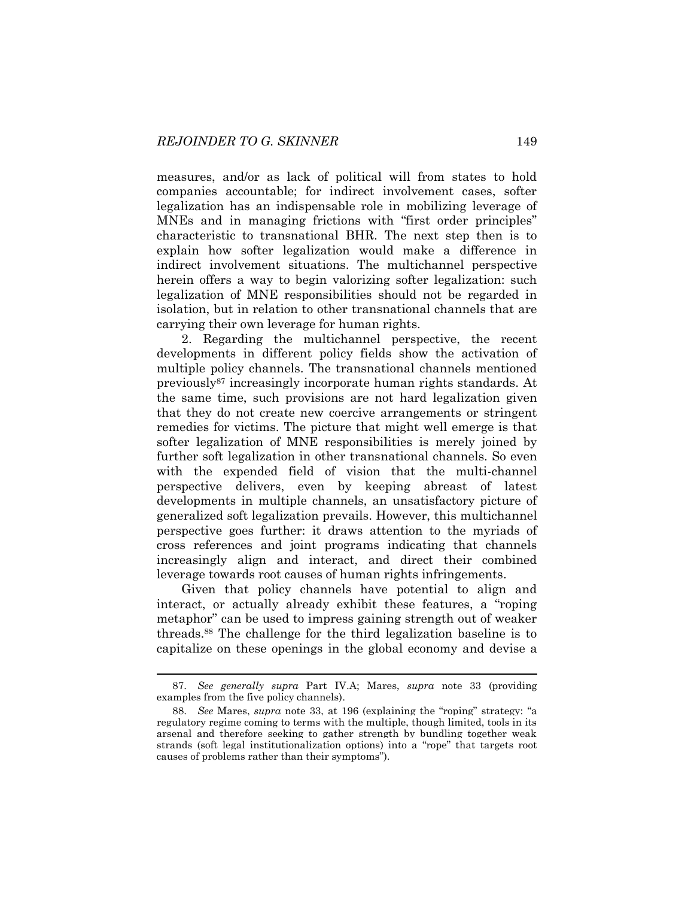measures, and/or as lack of political will from states to hold companies accountable; for indirect involvement cases, softer legalization has an indispensable role in mobilizing leverage of MNEs and in managing frictions with "first order principles" characteristic to transnational BHR. The next step then is to explain how softer legalization would make a difference in indirect involvement situations. The multichannel perspective herein offers a way to begin valorizing softer legalization: such legalization of MNE responsibilities should not be regarded in isolation, but in relation to other transnational channels that are carrying their own leverage for human rights.

2. Regarding the multichannel perspective, the recent developments in different policy fields show the activation of multiple policy channels. The transnational channels mentioned previously[87] increasingly incorporate human rights standards. At the same time, such provisions are not hard legalization given that they do not create new coercive arrangements or stringent remedies for victims. The picture that might well emerge is that softer legalization of MNE responsibilities is merely joined by further soft legalization in other transnational channels. So even with the expended field of vision that the multi-channel perspective delivers, even by keeping abreast of latest developments in multiple channels, an unsatisfactory picture of generalized soft legalization prevails. However, this multichannel perspective goes further: it draws attention to the myriads of cross references and joint programs indicating that channels increasingly align and interact, and direct their combined leverage towards root causes of human rights infringements.

Given that policy channels have potential to align and interact, or actually already exhibit these features, a "roping metaphor" can be used to impress gaining strength out of weaker threads.[88] The challenge for the third legalization baseline is to capitalize on these openings in the global economy and devise a

---

87. *See generally supra* Part IV.A; Mares, *supra* note 33 (providing examples from the five policy channels).

88. *See* Mares, *supra* note 33, at 196 (explaining the "roping" strategy: "a regulatory regime coming to terms with the multiple, though limited, tools in its arsenal and therefore seeking to gather strength by bundling together weak strands (soft legal institutionalization options) into a "rope" that targets root causes of problems rather than their symptoms").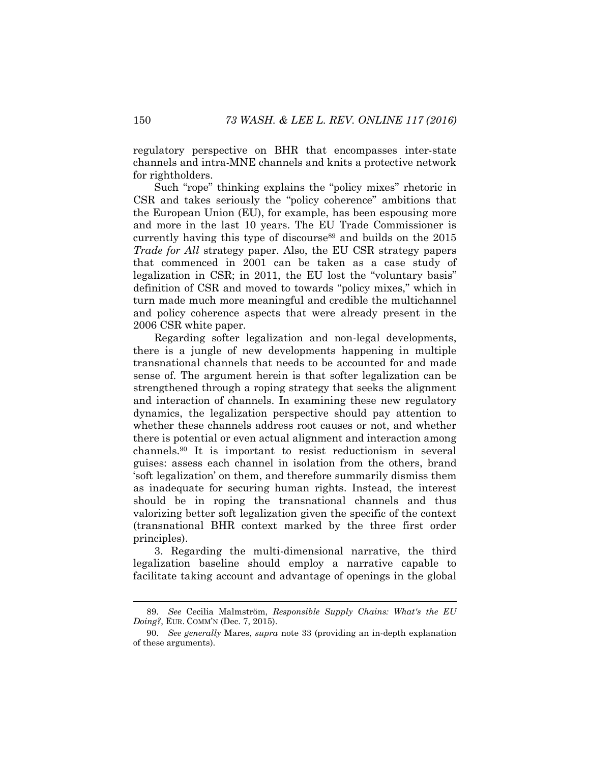regulatory perspective on BHR that encompasses inter-state channels and intra-MNE channels and knits a protective network for rightholders.

Such "rope" thinking explains the "policy mixes" rhetoric in CSR and takes seriously the "policy coherence" ambitions that the European Union (EU), for example, has been espousing more and more in the last 10 years. The EU Trade Commissioner is currently having this type of discourse[89] and builds on the 2015 *Trade for All* strategy paper. Also, the EU CSR strategy papers that commenced in 2001 can be taken as a case study of legalization in CSR; in 2011, the EU lost the "voluntary basis" definition of CSR and moved to towards "policy mixes," which in turn made much more meaningful and credible the multichannel and policy coherence aspects that were already present in the 2006 CSR white paper.

Regarding softer legalization and non-legal developments, there is a jungle of new developments happening in multiple transnational channels that needs to be accounted for and made sense of. The argument herein is that softer legalization can be strengthened through a roping strategy that seeks the alignment and interaction of channels. In examining these new regulatory dynamics, the legalization perspective should pay attention to whether these channels address root causes or not, and whether there is potential or even actual alignment and interaction among channels.[90] It is important to resist reductionism in several guises: assess each channel in isolation from the others, brand 'soft legalization' on them, and therefore summarily dismiss them as inadequate for securing human rights. Instead, the interest should be in roping the transnational channels and thus valorizing better soft legalization given the specific of the context (transnational BHR context marked by the three first order principles).

3. Regarding the multi-dimensional narrative, the third legalization baseline should employ a narrative capable to facilitate taking account and advantage of openings in the global

---

89. *See* Cecilia Malmström, *Responsible Supply Chains: What's the EU Doing?*, EUR. COMM'N (Dec. 7, 2015).

90. *See generally* Mares, *supra* note 33 (providing an in-depth explanation of these arguments).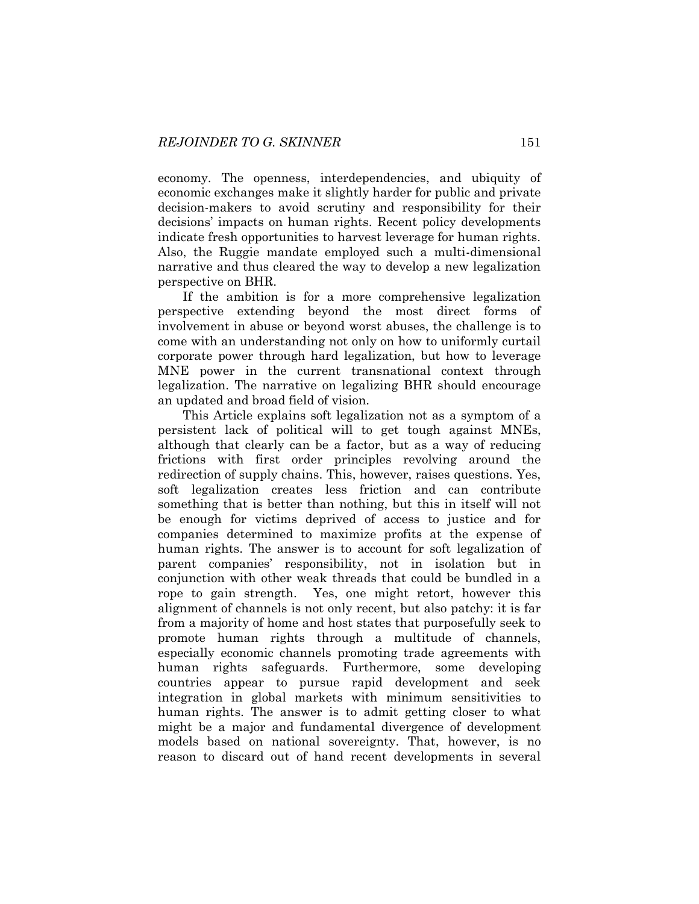economy. The openness, interdependencies, and ubiquity of economic exchanges make it slightly harder for public and private decision-makers to avoid scrutiny and responsibility for their decisions' impacts on human rights. Recent policy developments indicate fresh opportunities to harvest leverage for human rights. Also, the Ruggie mandate employed such a multi-dimensional narrative and thus cleared the way to develop a new legalization perspective on BHR.

If the ambition is for a more comprehensive legalization perspective extending beyond the most direct forms of involvement in abuse or beyond worst abuses, the challenge is to come with an understanding not only on how to uniformly curtail corporate power through hard legalization, but how to leverage MNE power in the current transnational context through legalization. The narrative on legalizing BHR should encourage an updated and broad field of vision.

This Article explains soft legalization not as a symptom of a persistent lack of political will to get tough against MNEs, although that clearly can be a factor, but as a way of reducing frictions with first order principles revolving around the redirection of supply chains. This, however, raises questions. Yes, soft legalization creates less friction and can contribute something that is better than nothing, but this in itself will not be enough for victims deprived of access to justice and for companies determined to maximize profits at the expense of human rights. The answer is to account for soft legalization of parent companies' responsibility, not in isolation but in conjunction with other weak threads that could be bundled in a rope to gain strength. Yes, one might retort, however this alignment of channels is not only recent, but also patchy: it is far from a majority of home and host states that purposefully seek to promote human rights through a multitude of channels, especially economic channels promoting trade agreements with human rights safeguards. Furthermore, some developing countries appear to pursue rapid development and seek integration in global markets with minimum sensitivities to human rights. The answer is to admit getting closer to what might be a major and fundamental divergence of development models based on national sovereignty. That, however, is no reason to discard out of hand recent developments in several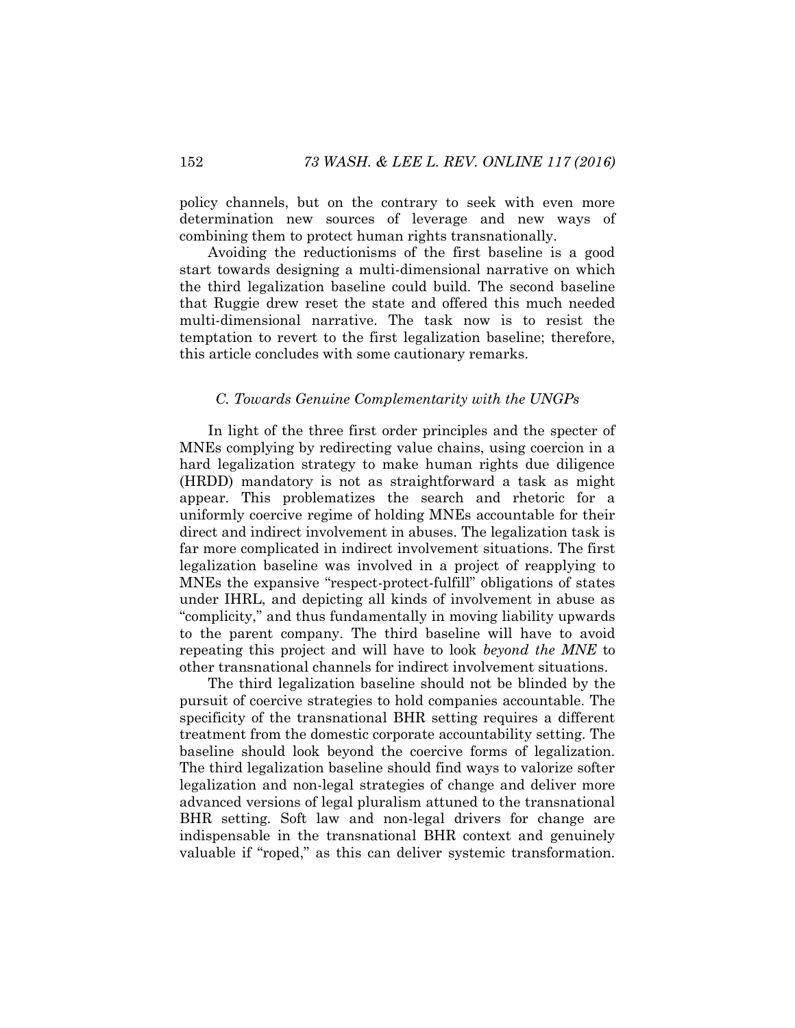policy channels, but on the contrary to seek with even more determination new sources of leverage and new ways of combining them to protect human rights transnationally.

Avoiding the reductionisms of the first baseline is a good start towards designing a multi-dimensional narrative on which the third legalization baseline could build. The second baseline that Ruggie drew reset the state and offered this much needed multi-dimensional narrative. The task now is to resist the temptation to revert to the first legalization baseline; therefore, this article concludes with some cautionary remarks.

### *C. Towards Genuine Complementarity with the UNGPs*

In light of the three first order principles and the specter of MNEs complying by redirecting value chains, using coercion in a hard legalization strategy to make human rights due diligence (HRDD) mandatory is not as straightforward a task as might appear. This problematizes the search and rhetoric for a uniformly coercive regime of holding MNEs accountable for their direct and indirect involvement in abuses. The legalization task is far more complicated in indirect involvement situations. The first legalization baseline was involved in a project of reapplying to MNEs the expansive "respect-protect-fulfill" obligations of states under IHRL, and depicting all kinds of involvement in abuse as "complicity," and thus fundamentally in moving liability upwards to the parent company. The third baseline will have to avoid repeating this project and will have to look *beyond the MNE* to other transnational channels for indirect involvement situations.

The third legalization baseline should not be blinded by the pursuit of coercive strategies to hold companies accountable. The specificity of the transnational BHR setting requires a different treatment from the domestic corporate accountability setting. The baseline should look beyond the coercive forms of legalization. The third legalization baseline should find ways to valorize softer legalization and non-legal strategies of change and deliver more advanced versions of legal pluralism attuned to the transnational BHR setting. Soft law and non-legal drivers for change are indispensable in the transnational BHR context and genuinely valuable if "roped," as this can deliver systemic transformation.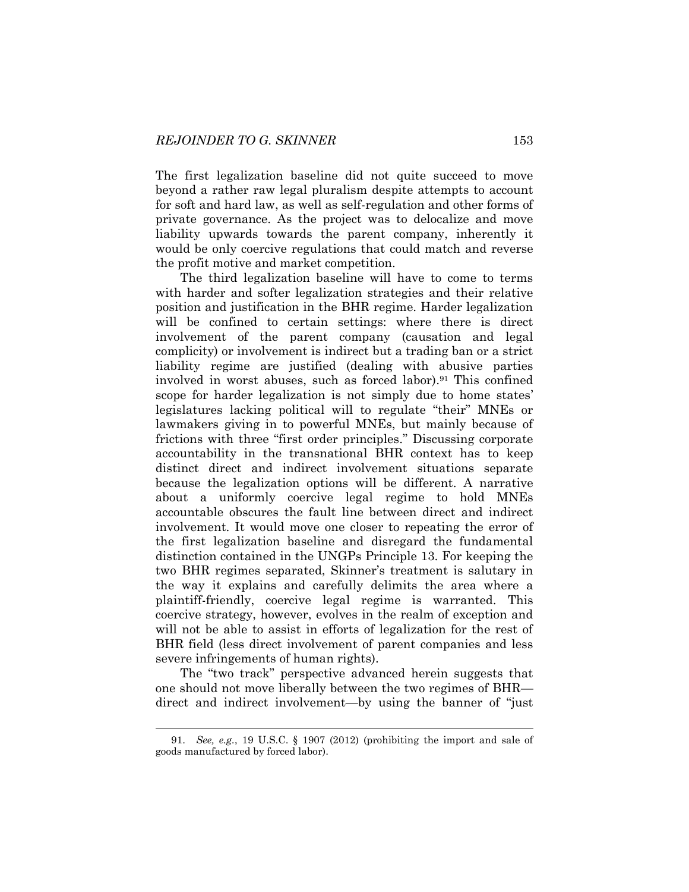The first legalization baseline did not quite succeed to move beyond a rather raw legal pluralism despite attempts to account for soft and hard law, as well as self-regulation and other forms of private governance. As the project was to delocalize and move liability upwards towards the parent company, inherently it would be only coercive regulations that could match and reverse the profit motive and market competition.

The third legalization baseline will have to come to terms with harder and softer legalization strategies and their relative position and justification in the BHR regime. Harder legalization will be confined to certain settings: where there is direct involvement of the parent company (causation and legal complicity) or involvement is indirect but a trading ban or a strict liability regime are justified (dealing with abusive parties involved in worst abuses, such as forced labor).[91] This confined scope for harder legalization is not simply due to home states' legislatures lacking political will to regulate "their" MNEs or lawmakers giving in to powerful MNEs, but mainly because of frictions with three "first order principles." Discussing corporate accountability in the transnational BHR context has to keep distinct direct and indirect involvement situations separate because the legalization options will be different. A narrative about a uniformly coercive legal regime to hold MNEs accountable obscures the fault line between direct and indirect involvement. It would move one closer to repeating the error of the first legalization baseline and disregard the fundamental distinction contained in the UNGPs Principle 13. For keeping the two BHR regimes separated, Skinner's treatment is salutary in the way it explains and carefully delimits the area where a plaintiff-friendly, coercive legal regime is warranted. This coercive strategy, however, evolves in the realm of exception and will not be able to assist in efforts of legalization for the rest of BHR field (less direct involvement of parent companies and less severe infringements of human rights).

The "two track" perspective advanced herein suggests that one should not move liberally between the two regimes of BHR—direct and indirect involvement—by using the banner of "just

91. *See, e.g.*, 19 U.S.C. § 1907 (2012) (prohibiting the import and sale of goods manufactured by forced labor).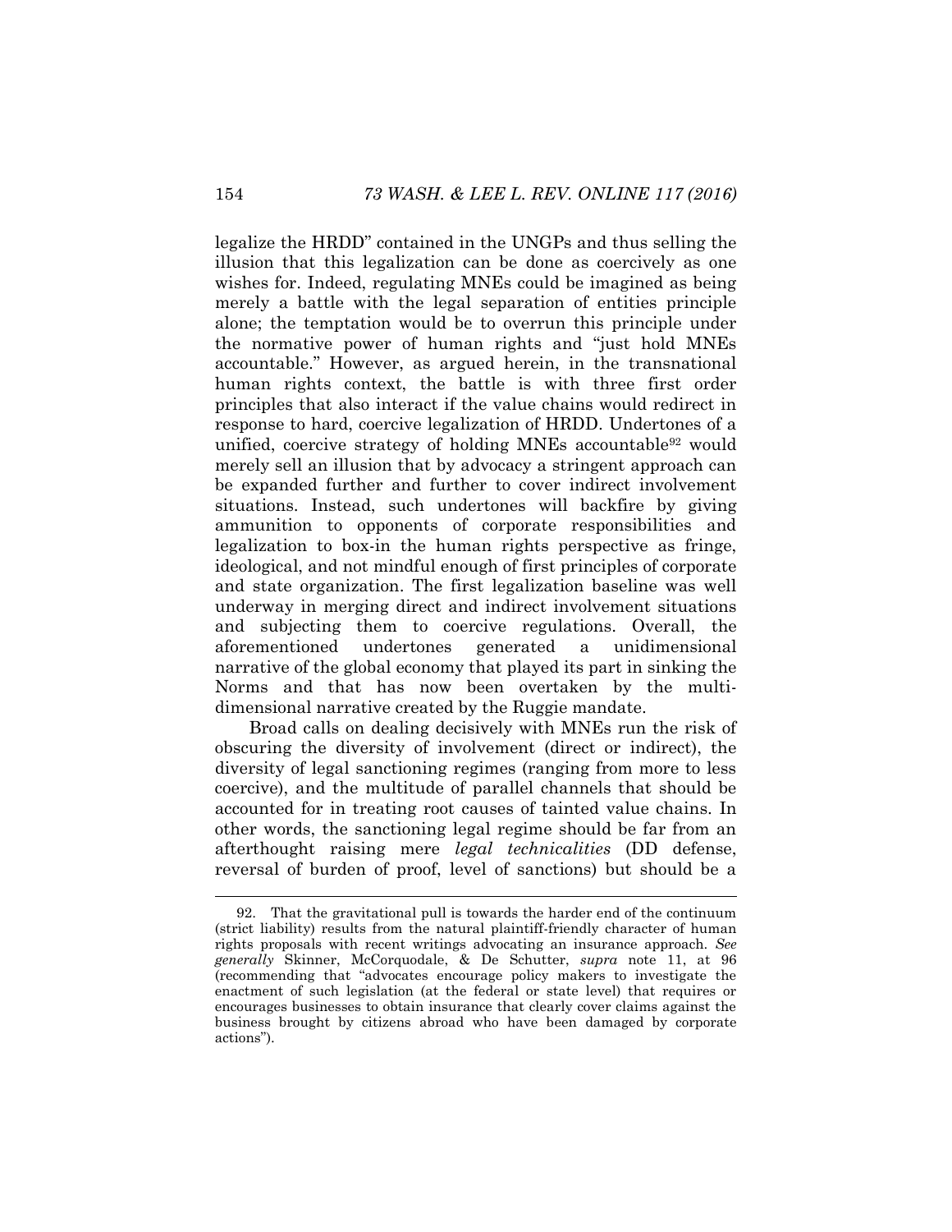legalize the HRDD" contained in the UNGPs and thus selling the illusion that this legalization can be done as coercively as one wishes for. Indeed, regulating MNEs could be imagined as being merely a battle with the legal separation of entities principle alone; the temptation would be to overrun this principle under the normative power of human rights and "just hold MNEs accountable." However, as argued herein, in the transnational human rights context, the battle is with three first order principles that also interact if the value chains would redirect in response to hard, coercive legalization of HRDD. Undertones of a unified, coercive strategy of holding MNEs accountable[92] would merely sell an illusion that by advocacy a stringent approach can be expanded further and further to cover indirect involvement situations. Instead, such undertones will backfire by giving ammunition to opponents of corporate responsibilities and legalization to box-in the human rights perspective as fringe, ideological, and not mindful enough of first principles of corporate and state organization. The first legalization baseline was well underway in merging direct and indirect involvement situations and subjecting them to coercive regulations. Overall, the aforementioned undertones generated a unidimensional narrative of the global economy that played its part in sinking the Norms and that has now been overtaken by the multi-dimensional narrative created by the Ruggie mandate.

Broad calls on dealing decisively with MNEs run the risk of obscuring the diversity of involvement (direct or indirect), the diversity of legal sanctioning regimes (ranging from more to less coercive), and the multitude of parallel channels that should be accounted for in treating root causes of tainted value chains. In other words, the sanctioning legal regime should be far from an afterthought raising mere *legal technicalities* (DD defense, reversal of burden of proof, level of sanctions) but should be a

---

92. That the gravitational pull is towards the harder end of the continuum (strict liability) results from the natural plaintiff-friendly character of human rights proposals with recent writings advocating an insurance approach. *See generally* Skinner, McCorquodale, & De Schutter, *supra* note 11, at 96 (recommending that "advocates encourage policy makers to investigate the enactment of such legislation (at the federal or state level) that requires or encourages businesses to obtain insurance that clearly cover claims against the business brought by citizens abroad who have been damaged by corporate actions").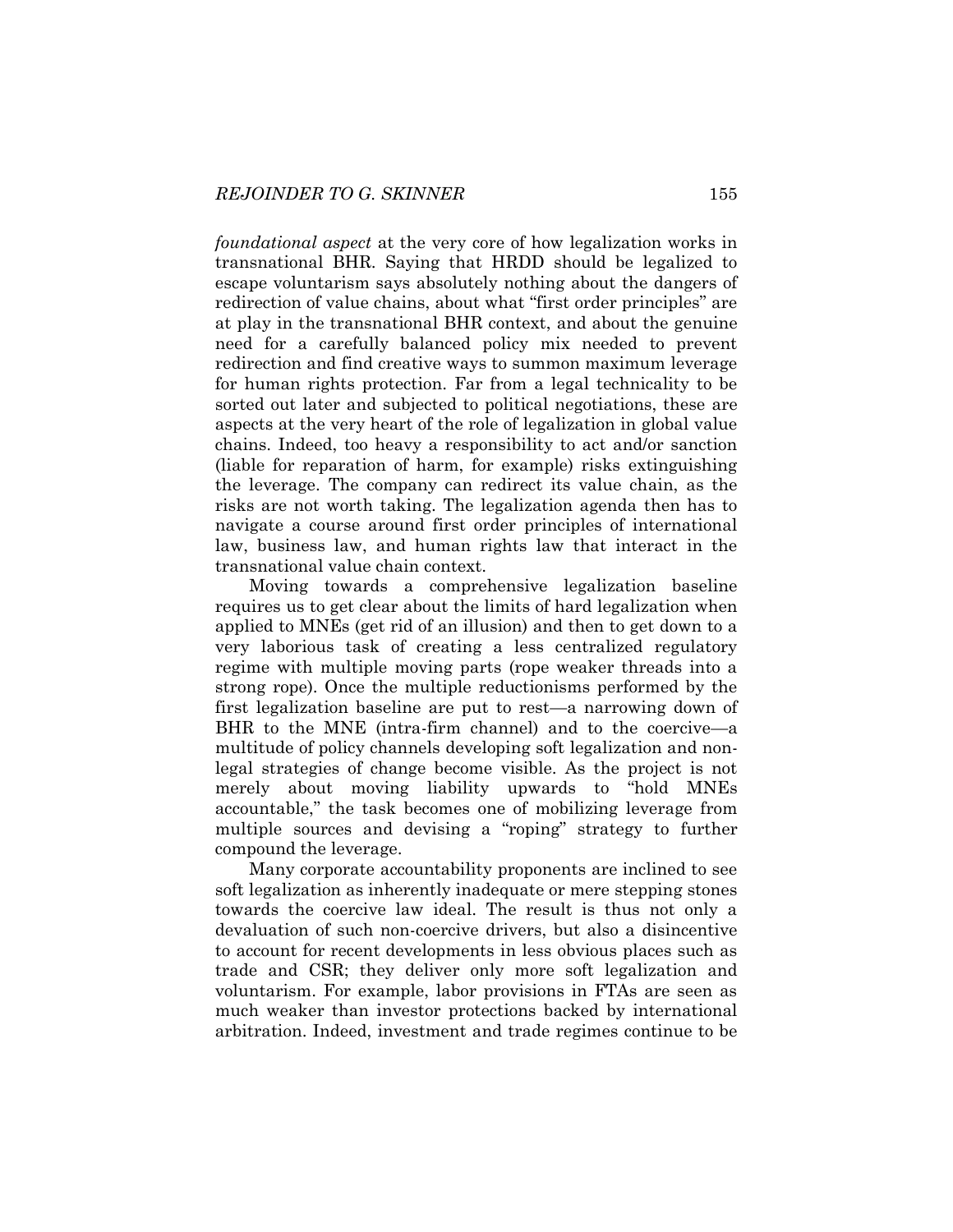*foundational aspect* at the very core of how legalization works in transnational BHR. Saying that HRDD should be legalized to escape voluntarism says absolutely nothing about the dangers of redirection of value chains, about what "first order principles" are at play in the transnational BHR context, and about the genuine need for a carefully balanced policy mix needed to prevent redirection and find creative ways to summon maximum leverage for human rights protection. Far from a legal technicality to be sorted out later and subjected to political negotiations, these are aspects at the very heart of the role of legalization in global value chains. Indeed, too heavy a responsibility to act and/or sanction (liable for reparation of harm, for example) risks extinguishing the leverage. The company can redirect its value chain, as the risks are not worth taking. The legalization agenda then has to navigate a course around first order principles of international law, business law, and human rights law that interact in the transnational value chain context.

Moving towards a comprehensive legalization baseline requires us to get clear about the limits of hard legalization when applied to MNEs (get rid of an illusion) and then to get down to a very laborious task of creating a less centralized regulatory regime with multiple moving parts (rope weaker threads into a strong rope). Once the multiple reductionisms performed by the first legalization baseline are put to rest—a narrowing down of BHR to the MNE (intra-firm channel) and to the coercive—a multitude of policy channels developing soft legalization and non-legal strategies of change become visible. As the project is not merely about moving liability upwards to "hold MNEs accountable," the task becomes one of mobilizing leverage from multiple sources and devising a "roping" strategy to further compound the leverage.

Many corporate accountability proponents are inclined to see soft legalization as inherently inadequate or mere stepping stones towards the coercive law ideal. The result is thus not only a devaluation of such non-coercive drivers, but also a disincentive to account for recent developments in less obvious places such as trade and CSR; they deliver only more soft legalization and voluntarism. For example, labor provisions in FTAs are seen as much weaker than investor protections backed by international arbitration. Indeed, investment and trade regimes continue to be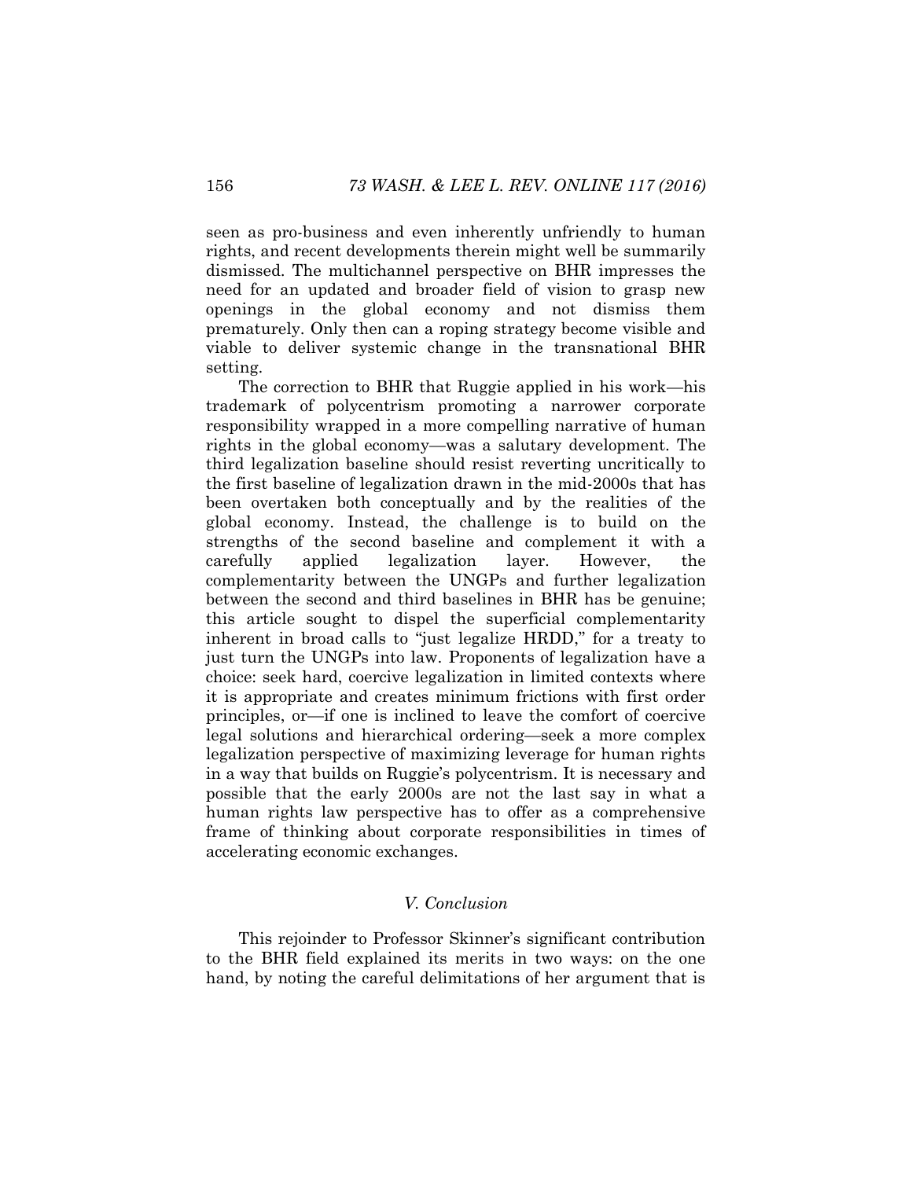seen as pro-business and even inherently unfriendly to human rights, and recent developments therein might well be summarily dismissed. The multichannel perspective on BHR impresses the need for an updated and broader field of vision to grasp new openings in the global economy and not dismiss them prematurely. Only then can a roping strategy become visible and viable to deliver systemic change in the transnational BHR setting.

The correction to BHR that Ruggie applied in his work—his trademark of polycentrism promoting a narrower corporate responsibility wrapped in a more compelling narrative of human rights in the global economy—was a salutary development. The third legalization baseline should resist reverting uncritically to the first baseline of legalization drawn in the mid-2000s that has been overtaken both conceptually and by the realities of the global economy. Instead, the challenge is to build on the strengths of the second baseline and complement it with a carefully applied legalization layer. However, the complementarity between the UNGPs and further legalization between the second and third baselines in BHR has be genuine; this article sought to dispel the superficial complementarity inherent in broad calls to "just legalize HRDD," for a treaty to just turn the UNGPs into law. Proponents of legalization have a choice: seek hard, coercive legalization in limited contexts where it is appropriate and creates minimum frictions with first order principles, or—if one is inclined to leave the comfort of coercive legal solutions and hierarchical ordering—seek a more complex legalization perspective of maximizing leverage for human rights in a way that builds on Ruggie's polycentrism. It is necessary and possible that the early 2000s are not the last say in what a human rights law perspective has to offer as a comprehensive frame of thinking about corporate responsibilities in times of accelerating economic exchanges.

## *V. Conclusion*

This rejoinder to Professor Skinner's significant contribution to the BHR field explained its merits in two ways: on the one hand, by noting the careful delimitations of her argument that is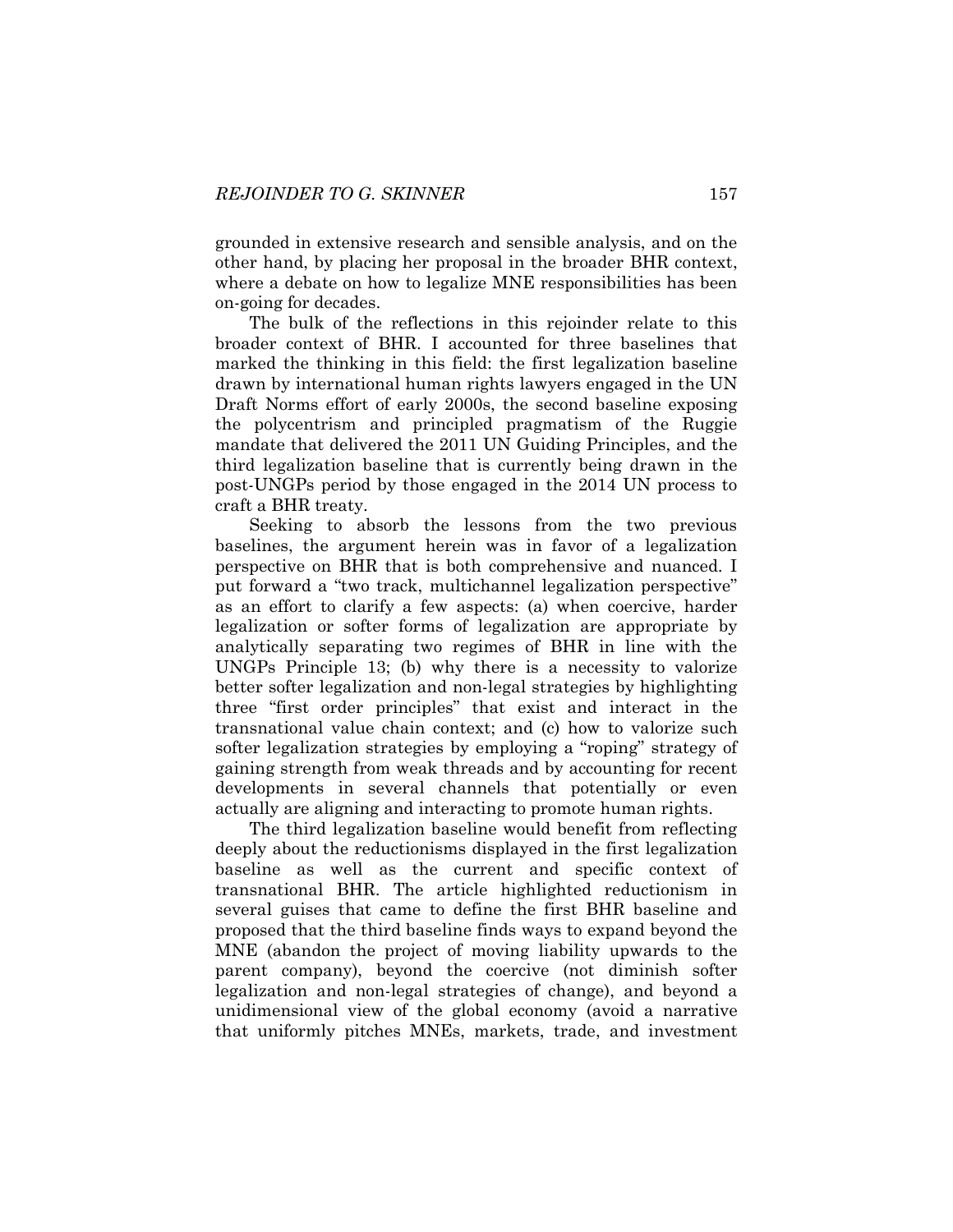grounded in extensive research and sensible analysis, and on the other hand, by placing her proposal in the broader BHR context, where a debate on how to legalize MNE responsibilities has been on-going for decades.

The bulk of the reflections in this rejoinder relate to this broader context of BHR. I accounted for three baselines that marked the thinking in this field: the first legalization baseline drawn by international human rights lawyers engaged in the UN Draft Norms effort of early 2000s, the second baseline exposing the polycentrism and principled pragmatism of the Ruggie mandate that delivered the 2011 UN Guiding Principles, and the third legalization baseline that is currently being drawn in the post-UNGPs period by those engaged in the 2014 UN process to craft a BHR treaty.

Seeking to absorb the lessons from the two previous baselines, the argument herein was in favor of a legalization perspective on BHR that is both comprehensive and nuanced. I put forward a "two track, multichannel legalization perspective" as an effort to clarify a few aspects: (a) when coercive, harder legalization or softer forms of legalization are appropriate by analytically separating two regimes of BHR in line with the UNGPs Principle 13; (b) why there is a necessity to valorize better softer legalization and non-legal strategies by highlighting three "first order principles" that exist and interact in the transnational value chain context; and (c) how to valorize such softer legalization strategies by employing a "roping" strategy of gaining strength from weak threads and by accounting for recent developments in several channels that potentially or even actually are aligning and interacting to promote human rights.

The third legalization baseline would benefit from reflecting deeply about the reductionisms displayed in the first legalization baseline as well as the current and specific context of transnational BHR. The article highlighted reductionism in several guises that came to define the first BHR baseline and proposed that the third baseline finds ways to expand beyond the MNE (abandon the project of moving liability upwards to the parent company), beyond the coercive (not diminish softer legalization and non-legal strategies of change), and beyond a unidimensional view of the global economy (avoid a narrative that uniformly pitches MNEs, markets, trade, and investment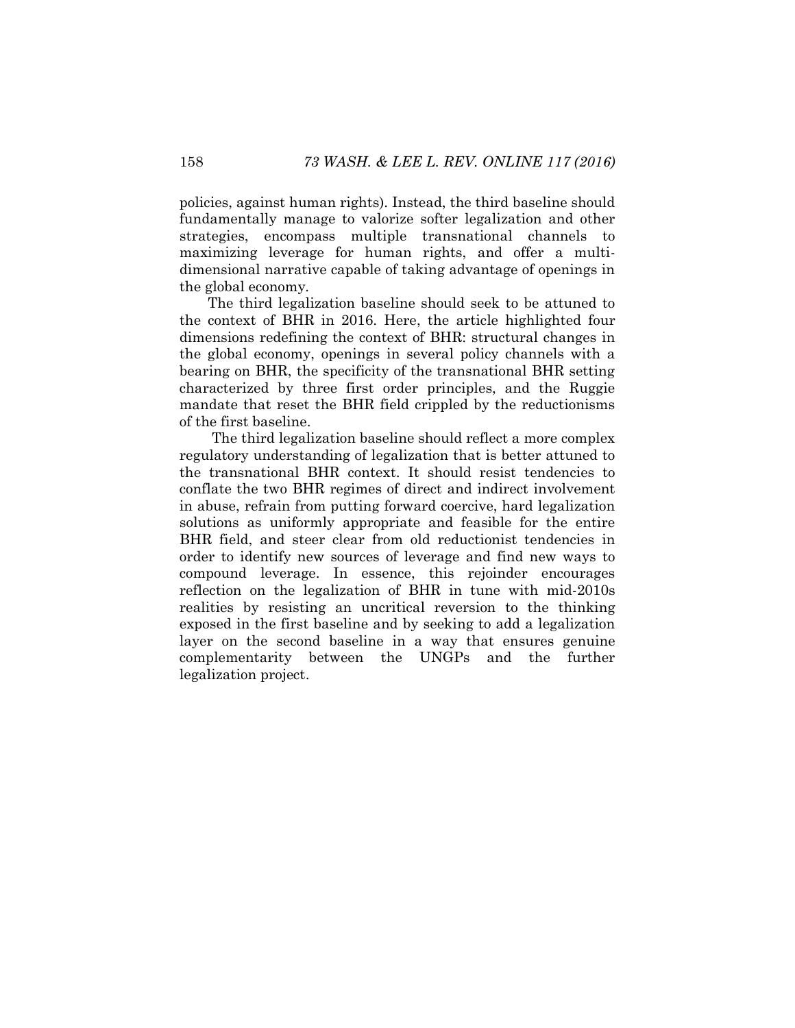policies, against human rights). Instead, the third baseline should fundamentally manage to valorize softer legalization and other strategies, encompass multiple transnational channels to maximizing leverage for human rights, and offer a multi-dimensional narrative capable of taking advantage of openings in the global economy.

The third legalization baseline should seek to be attuned to the context of BHR in 2016. Here, the article highlighted four dimensions redefining the context of BHR: structural changes in the global economy, openings in several policy channels with a bearing on BHR, the specificity of the transnational BHR setting characterized by three first order principles, and the Ruggie mandate that reset the BHR field crippled by the reductionisms of the first baseline.

The third legalization baseline should reflect a more complex regulatory understanding of legalization that is better attuned to the transnational BHR context. It should resist tendencies to conflate the two BHR regimes of direct and indirect involvement in abuse, refrain from putting forward coercive, hard legalization solutions as uniformly appropriate and feasible for the entire BHR field, and steer clear from old reductionist tendencies in order to identify new sources of leverage and find new ways to compound leverage. In essence, this rejoinder encourages reflection on the legalization of BHR in tune with mid-2010s realities by resisting an uncritical reversion to the thinking exposed in the first baseline and by seeking to add a legalization layer on the second baseline in a way that ensures genuine complementarity between the UNGPs and the further legalization project.